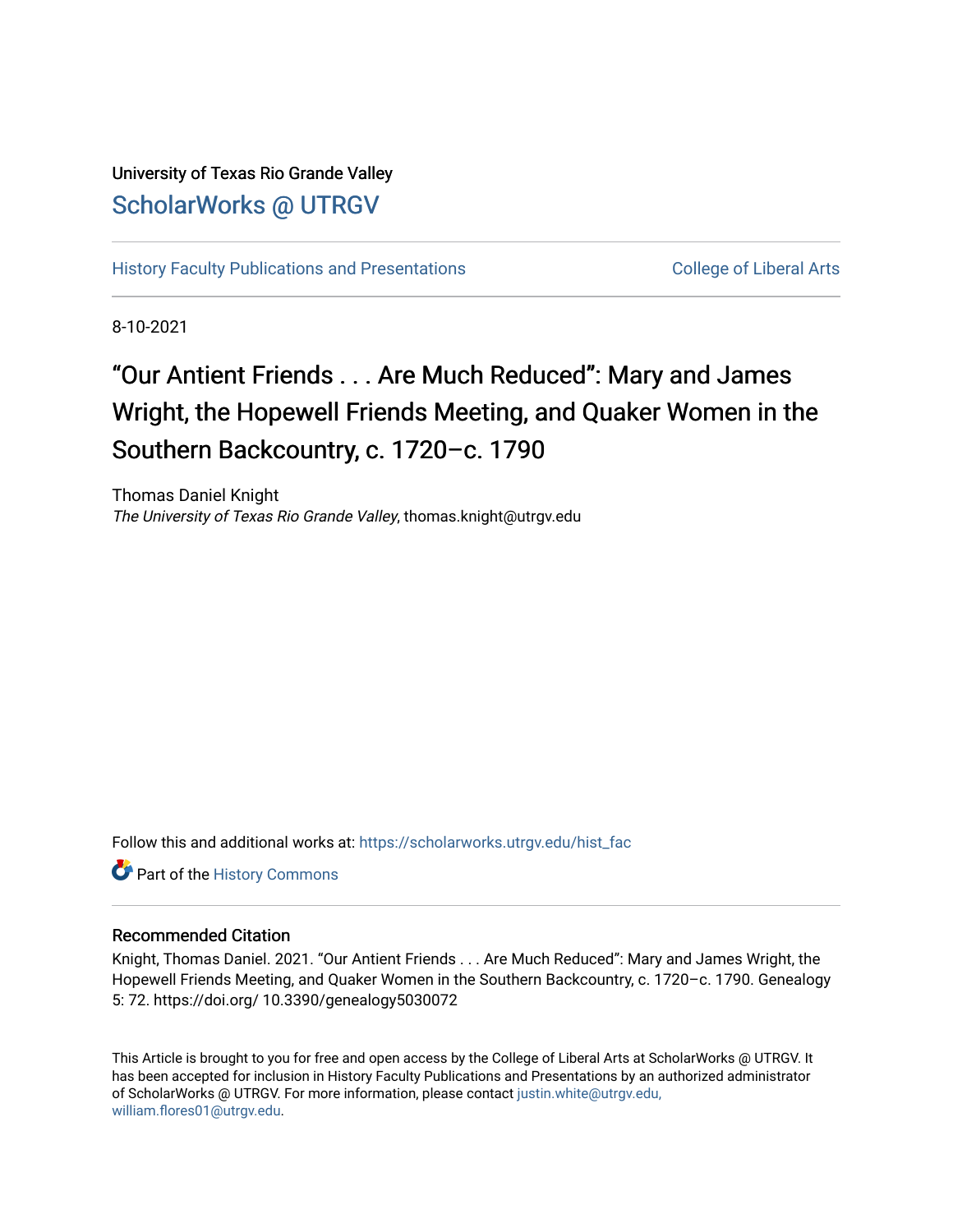University of Texas Rio Grande Valley

ScholarWorks @ UTRGV

History Faculty Publications and Presentations | College of Liberal Arts

8-10-2021

# “Our Antient Friends . . . Are Much Reduced”: Mary and James Wright, the Hopewell Friends Meeting, and Quaker Women in the Southern Backcountry, c. 1720–c. 1790

Thomas Daniel Knight
*The University of Texas Rio Grande Valley*, thomas.knight@utrgv.edu

Follow this and additional works at: https://scholarworks.utrgv.edu/hist_fac

Part of the History Commons

## Recommended Citation

Knight, Thomas Daniel. 2021. “Our Antient Friends . . . Are Much Reduced”: Mary and James Wright, the Hopewell Friends Meeting, and Quaker Women in the Southern Backcountry, c. 1720–c. 1790. Genealogy 5: 72. https://doi.org/ 10.3390/genealogy5030072

This Article is brought to you for free and open access by the College of Liberal Arts at ScholarWorks @ UTRGV. It has been accepted for inclusion in History Faculty Publications and Presentations by an authorized administrator of ScholarWorks @ UTRGV. For more information, please contact justin.white@utrgv.edu, william.flores01@utrgv.edu.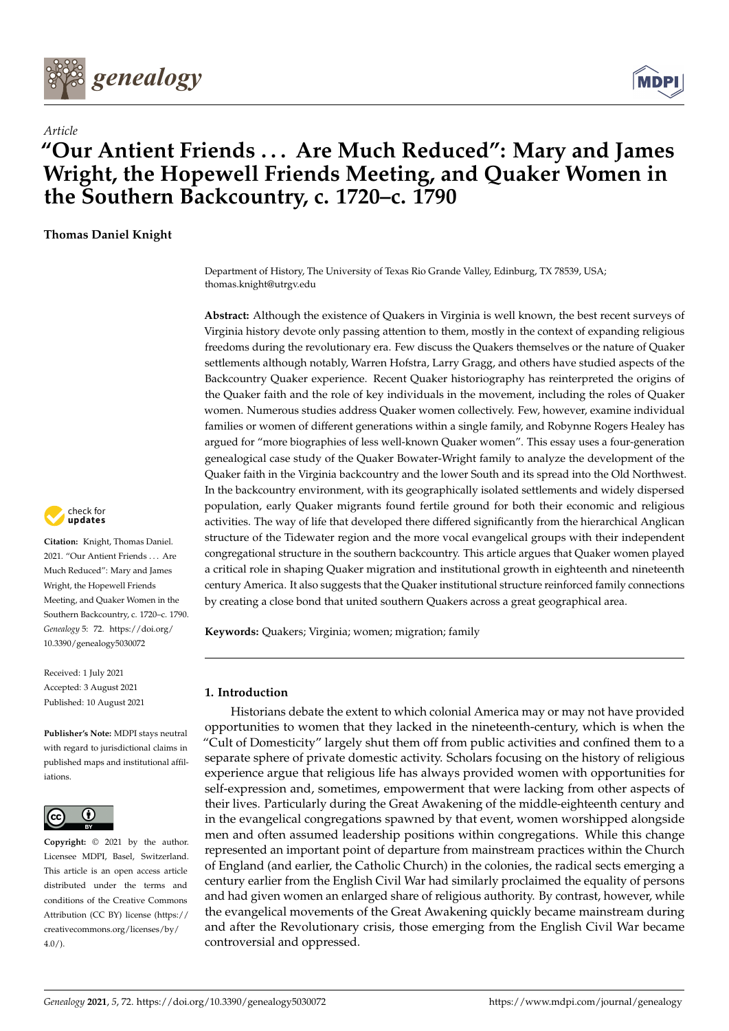Article

# "Our Antient Friends ... Are Much Reduced": Mary and James Wright, the Hopewell Friends Meeting, and Quaker Women in the Southern Backcountry, c. 1720–c. 1790

**Thomas Daniel Knight**

Department of History, The University of Texas Rio Grande Valley, Edinburg, TX 78539, USA; thomas.knight@utrgv.edu

**Abstract:** Although the existence of Quakers in Virginia is well known, the best recent surveys of Virginia history devote only passing attention to them, mostly in the context of expanding religious freedoms during the revolutionary era. Few discuss the Quakers themselves or the nature of Quaker settlements although notably, Warren Hofstra, Larry Gragg, and others have studied aspects of the Backcountry Quaker experience. Recent Quaker historiography has reinterpreted the origins of the Quaker faith and the role of key individuals in the movement, including the roles of Quaker women. Numerous studies address Quaker women collectively. Few, however, examine individual families or women of different generations within a single family, and Robynne Rogers Healey has argued for "more biographies of less well-known Quaker women". This essay uses a four-generation genealogical case study of the Quaker Bowater-Wright family to analyze the development of the Quaker faith in the Virginia backcountry and the lower South and its spread into the Old Northwest. In the backcountry environment, with its geographically isolated settlements and widely dispersed population, early Quaker migrants found fertile ground for both their economic and religious activities. The way of life that developed there differed significantly from the hierarchical Anglican structure of the Tidewater region and the more vocal evangelical groups with their independent congregational structure in the southern backcountry. This article argues that Quaker women played a critical role in shaping Quaker migration and institutional growth in eighteenth and nineteenth century America. It also suggests that the Quaker institutional structure reinforced family connections by creating a close bond that united southern Quakers across a great geographical area.

**Keywords:** Quakers; Virginia; women; migration; family

**Citation:** Knight, Thomas Daniel. 2021. "Our Antient Friends ... Are Much Reduced": Mary and James Wright, the Hopewell Friends Meeting, and Quaker Women in the Southern Backcountry, c. 1720–c. 1790. *Genealogy* 5: 72. https://doi.org/10.3390/genealogy5030072

Received: 1 July 2021
Accepted: 3 August 2021
Published: 10 August 2021

**Publisher's Note:** MDPI stays neutral with regard to jurisdictional claims in published maps and institutional affiliations.

**Copyright:** © 2021 by the author. Licensee MDPI, Basel, Switzerland. This article is an open access article distributed under the terms and conditions of the Creative Commons Attribution (CC BY) license (https://creativecommons.org/licenses/by/4.0/).

## 1. Introduction

Historians debate the extent to which colonial America may or may not have provided opportunities to women that they lacked in the nineteenth-century, which is when the "Cult of Domesticity" largely shut them off from public activities and confined them to a separate sphere of private domestic activity. Scholars focusing on the history of religious experience argue that religious life has always provided women with opportunities for self-expression and, sometimes, empowerment that were lacking from other aspects of their lives. Particularly during the Great Awakening of the middle-eighteenth century and in the evangelical congregations spawned by that event, women worshipped alongside men and often assumed leadership positions within congregations. While this change represented an important point of departure from mainstream practices within the Church of England (and earlier, the Catholic Church) in the colonies, the radical sects emerging a century earlier from the English Civil War had similarly proclaimed the equality of persons and had given women an enlarged share of religious authority. By contrast, however, while the evangelical movements of the Great Awakening quickly became mainstream during and after the Revolutionary crisis, those emerging from the English Civil War became controversial and oppressed.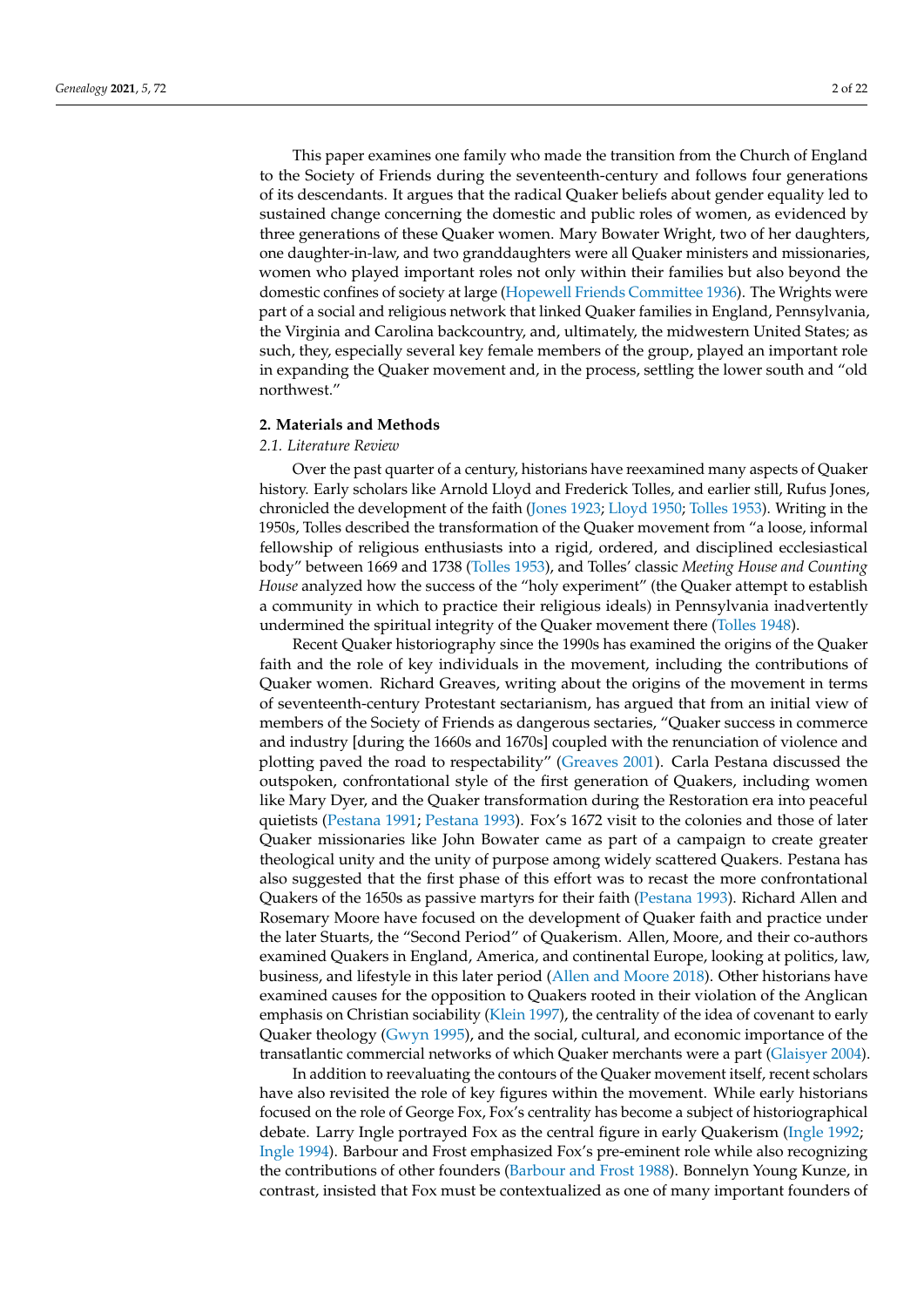This paper examines one family who made the transition from the Church of England to the Society of Friends during the seventeenth-century and follows four generations of its descendants. It argues that the radical Quaker beliefs about gender equality led to sustained change concerning the domestic and public roles of women, as evidenced by three generations of these Quaker women. Mary Bowater Wright, two of her daughters, one daughter-in-law, and two granddaughters were all Quaker ministers and missionaries, women who played important roles not only within their families but also beyond the domestic confines of society at large (Hopewell Friends Committee 1936). The Wrights were part of a social and religious network that linked Quaker families in England, Pennsylvania, the Virginia and Carolina backcountry, and, ultimately, the midwestern United States; as such, they, especially several key female members of the group, played an important role in expanding the Quaker movement and, in the process, settling the lower south and "old northwest."

## 2. Materials and Methods

### 2.1. Literature Review

Over the past quarter of a century, historians have reexamined many aspects of Quaker history. Early scholars like Arnold Lloyd and Frederick Tolles, and earlier still, Rufus Jones, chronicled the development of the faith (Jones 1923; Lloyd 1950; Tolles 1953). Writing in the 1950s, Tolles described the transformation of the Quaker movement from "a loose, informal fellowship of religious enthusiasts into a rigid, ordered, and disciplined ecclesiastical body" between 1669 and 1738 (Tolles 1953), and Tolles' classic *Meeting House and Counting House* analyzed how the success of the "holy experiment" (the Quaker attempt to establish a community in which to practice their religious ideals) in Pennsylvania inadvertently undermined the spiritual integrity of the Quaker movement there (Tolles 1948).

Recent Quaker historiography since the 1990s has examined the origins of the Quaker faith and the role of key individuals in the movement, including the contributions of Quaker women. Richard Greaves, writing about the origins of the movement in terms of seventeenth-century Protestant sectarianism, has argued that from an initial view of members of the Society of Friends as dangerous sectaries, "Quaker success in commerce and industry [during the 1660s and 1670s] coupled with the renunciation of violence and plotting paved the road to respectability" (Greaves 2001). Carla Pestana discussed the outspoken, confrontational style of the first generation of Quakers, including women like Mary Dyer, and the Quaker transformation during the Restoration era into peaceful quietists (Pestana 1991; Pestana 1993). Fox's 1672 visit to the colonies and those of later Quaker missionaries like John Bowater came as part of a campaign to create greater theological unity and the unity of purpose among widely scattered Quakers. Pestana has also suggested that the first phase of this effort was to recast the more confrontational Quakers of the 1650s as passive martyrs for their faith (Pestana 1993). Richard Allen and Rosemary Moore have focused on the development of Quaker faith and practice under the later Stuarts, the "Second Period" of Quakerism. Allen, Moore, and their co-authors examined Quakers in England, America, and continental Europe, looking at politics, law, business, and lifestyle in this later period (Allen and Moore 2018). Other historians have examined causes for the opposition to Quakers rooted in their violation of the Anglican emphasis on Christian sociability (Klein 1997), the centrality of the idea of covenant to early Quaker theology (Gwyn 1995), and the social, cultural, and economic importance of the transatlantic commercial networks of which Quaker merchants were a part (Glaisyer 2004).

In addition to reevaluating the contours of the Quaker movement itself, recent scholars have also revisited the role of key figures within the movement. While early historians focused on the role of George Fox, Fox's centrality has become a subject of historiographical debate. Larry Ingle portrayed Fox as the central figure in early Quakerism (Ingle 1992; Ingle 1994). Barbour and Frost emphasized Fox's pre-eminent role while also recognizing the contributions of other founders (Barbour and Frost 1988). Bonnelyn Young Kunze, in contrast, insisted that Fox must be contextualized as one of many important founders of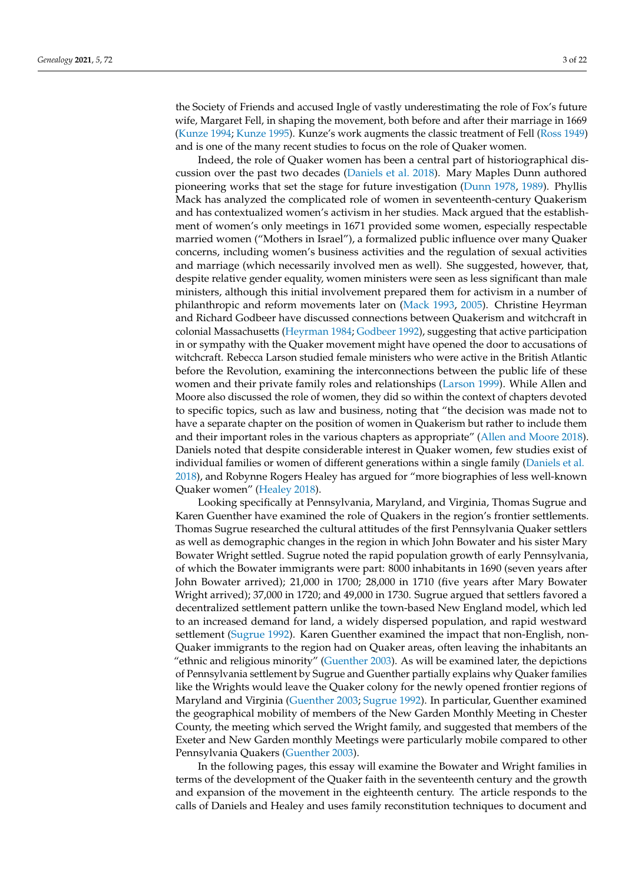the Society of Friends and accused Ingle of vastly underestimating the role of Fox's future wife, Margaret Fell, in shaping the movement, both before and after their marriage in 1669 (Kunze 1994; Kunze 1995). Kunze's work augments the classic treatment of Fell (Ross 1949) and is one of the many recent studies to focus on the role of Quaker women.

Indeed, the role of Quaker women has been a central part of historiographical discussion over the past two decades (Daniels et al. 2018). Mary Maples Dunn authored pioneering works that set the stage for future investigation (Dunn 1978, 1989). Phyllis Mack has analyzed the complicated role of women in seventeenth-century Quakerism and has contextualized women's activism in her studies. Mack argued that the establishment of women's only meetings in 1671 provided some women, especially respectable married women ("Mothers in Israel"), a formalized public influence over many Quaker concerns, including women's business activities and the regulation of sexual activities and marriage (which necessarily involved men as well). She suggested, however, that, despite relative gender equality, women ministers were seen as less significant than male ministers, although this initial involvement prepared them for activism in a number of philanthropic and reform movements later on (Mack 1993, 2005). Christine Heyrman and Richard Godbeer have discussed connections between Quakerism and witchcraft in colonial Massachusetts (Heyrman 1984; Godbeer 1992), suggesting that active participation in or sympathy with the Quaker movement might have opened the door to accusations of witchcraft. Rebecca Larson studied female ministers who were active in the British Atlantic before the Revolution, examining the interconnections between the public life of these women and their private family roles and relationships (Larson 1999). While Allen and Moore also discussed the role of women, they did so within the context of chapters devoted to specific topics, such as law and business, noting that "the decision was made not to have a separate chapter on the position of women in Quakerism but rather to include them and their important roles in the various chapters as appropriate" (Allen and Moore 2018). Daniels noted that despite considerable interest in Quaker women, few studies exist of individual families or women of different generations within a single family (Daniels et al. 2018), and Robynne Rogers Healey has argued for "more biographies of less well-known Quaker women" (Healey 2018).

Looking specifically at Pennsylvania, Maryland, and Virginia, Thomas Sugrue and Karen Guenther have examined the role of Quakers in the region's frontier settlements. Thomas Sugrue researched the cultural attitudes of the first Pennsylvania Quaker settlers as well as demographic changes in the region in which John Bowater and his sister Mary Bowater Wright settled. Sugrue noted the rapid population growth of early Pennsylvania, of which the Bowater immigrants were part: 8000 inhabitants in 1690 (seven years after John Bowater arrived); 21,000 in 1700; 28,000 in 1710 (five years after Mary Bowater Wright arrived); 37,000 in 1720; and 49,000 in 1730. Sugrue argued that settlers favored a decentralized settlement pattern unlike the town-based New England model, which led to an increased demand for land, a widely dispersed population, and rapid westward settlement (Sugrue 1992). Karen Guenther examined the impact that non-English, non-Quaker immigrants to the region had on Quaker areas, often leaving the inhabitants an "ethnic and religious minority" (Guenther 2003). As will be examined later, the depictions of Pennsylvania settlement by Sugrue and Guenther partially explains why Quaker families like the Wrights would leave the Quaker colony for the newly opened frontier regions of Maryland and Virginia (Guenther 2003; Sugrue 1992). In particular, Guenther examined the geographical mobility of members of the New Garden Monthly Meeting in Chester County, the meeting which served the Wright family, and suggested that members of the Exeter and New Garden monthly Meetings were particularly mobile compared to other Pennsylvania Quakers (Guenther 2003).

In the following pages, this essay will examine the Bowater and Wright families in terms of the development of the Quaker faith in the seventeenth century and the growth and expansion of the movement in the eighteenth century. The article responds to the calls of Daniels and Healey and uses family reconstitution techniques to document and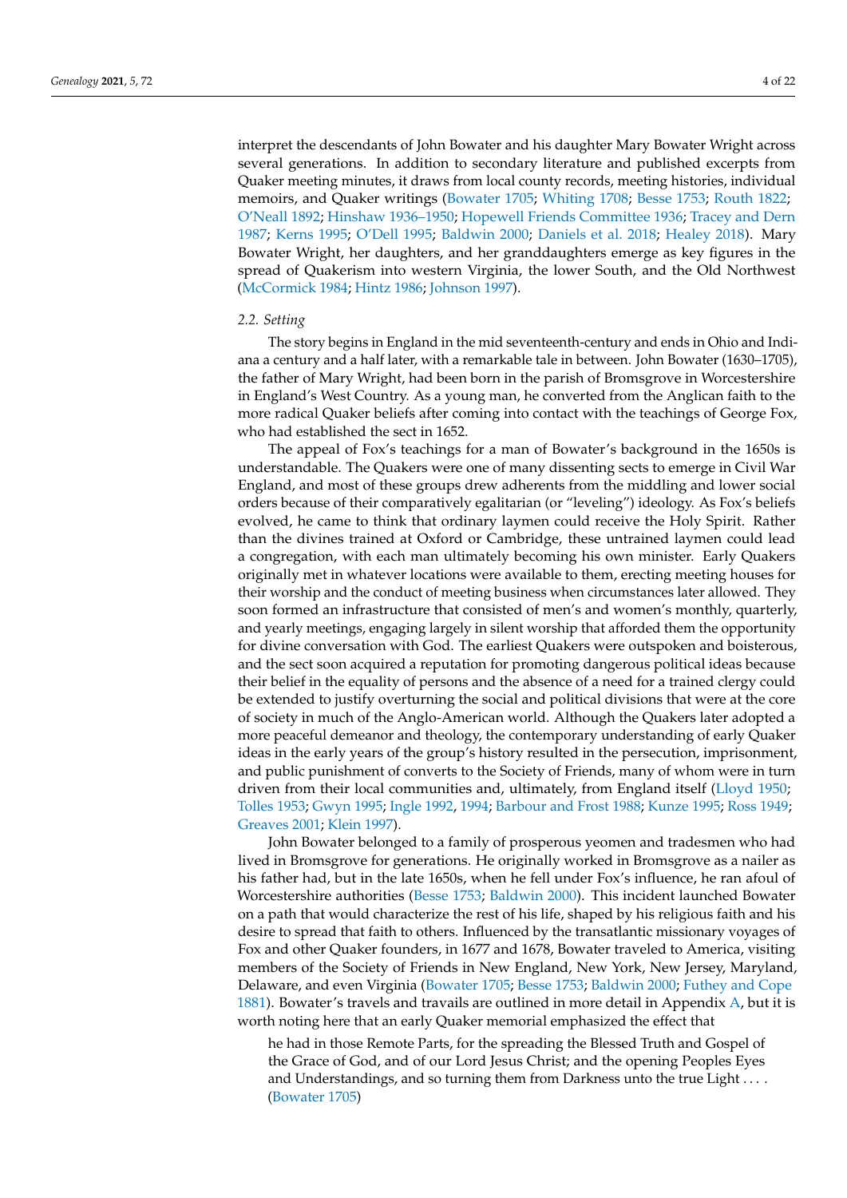interpret the descendants of John Bowater and his daughter Mary Bowater Wright across several generations. In addition to secondary literature and published excerpts from Quaker meeting minutes, it draws from local county records, meeting histories, individual memoirs, and Quaker writings (Bowater 1705; Whiting 1708; Besse 1753; Routh 1822; O'Neall 1892; Hinshaw 1936–1950; Hopewell Friends Committee 1936; Tracey and Dern 1987; Kerns 1995; O'Dell 1995; Baldwin 2000; Daniels et al. 2018; Healey 2018). Mary Bowater Wright, her daughters, and her granddaughters emerge as key figures in the spread of Quakerism into western Virginia, the lower South, and the Old Northwest (McCormick 1984; Hintz 1986; Johnson 1997).

### 2.2. Setting

The story begins in England in the mid seventeenth-century and ends in Ohio and Indiana a century and a half later, with a remarkable tale in between. John Bowater (1630–1705), the father of Mary Wright, had been born in the parish of Bromsgrove in Worcestershire in England's West Country. As a young man, he converted from the Anglican faith to the more radical Quaker beliefs after coming into contact with the teachings of George Fox, who had established the sect in 1652.

The appeal of Fox's teachings for a man of Bowater's background in the 1650s is understandable. The Quakers were one of many dissenting sects to emerge in Civil War England, and most of these groups drew adherents from the middling and lower social orders because of their comparatively egalitarian (or "leveling") ideology. As Fox's beliefs evolved, he came to think that ordinary laymen could receive the Holy Spirit. Rather than the divines trained at Oxford or Cambridge, these untrained laymen could lead a congregation, with each man ultimately becoming his own minister. Early Quakers originally met in whatever locations were available to them, erecting meeting houses for their worship and the conduct of meeting business when circumstances later allowed. They soon formed an infrastructure that consisted of men's and women's monthly, quarterly, and yearly meetings, engaging largely in silent worship that afforded them the opportunity for divine conversation with God. The earliest Quakers were outspoken and boisterous, and the sect soon acquired a reputation for promoting dangerous political ideas because their belief in the equality of persons and the absence of a need for a trained clergy could be extended to justify overturning the social and political divisions that were at the core of society in much of the Anglo-American world. Although the Quakers later adopted a more peaceful demeanor and theology, the contemporary understanding of early Quaker ideas in the early years of the group's history resulted in the persecution, imprisonment, and public punishment of converts to the Society of Friends, many of whom were in turn driven from their local communities and, ultimately, from England itself (Lloyd 1950; Tolles 1953; Gwyn 1995; Ingle 1992, 1994; Barbour and Frost 1988; Kunze 1995; Ross 1949; Greaves 2001; Klein 1997).

John Bowater belonged to a family of prosperous yeomen and tradesmen who had lived in Bromsgrove for generations. He originally worked in Bromsgrove as a nailer as his father had, but in the late 1650s, when he fell under Fox's influence, he ran afoul of Worcestershire authorities (Besse 1753; Baldwin 2000). This incident launched Bowater on a path that would characterize the rest of his life, shaped by his religious faith and his desire to spread that faith to others. Influenced by the transatlantic missionary voyages of Fox and other Quaker founders, in 1677 and 1678, Bowater traveled to America, visiting members of the Society of Friends in New England, New York, New Jersey, Maryland, Delaware, and even Virginia (Bowater 1705; Besse 1753; Baldwin 2000; Futhey and Cope 1881). Bowater's travels and travails are outlined in more detail in Appendix A, but it is worth noting here that an early Quaker memorial emphasized the effect that

> he had in those Remote Parts, for the spreading the Blessed Truth and Gospel of the Grace of God, and of our Lord Jesus Christ; and the opening Peoples Eyes and Understandings, and so turning them from Darkness unto the true Light . . . . (Bowater 1705)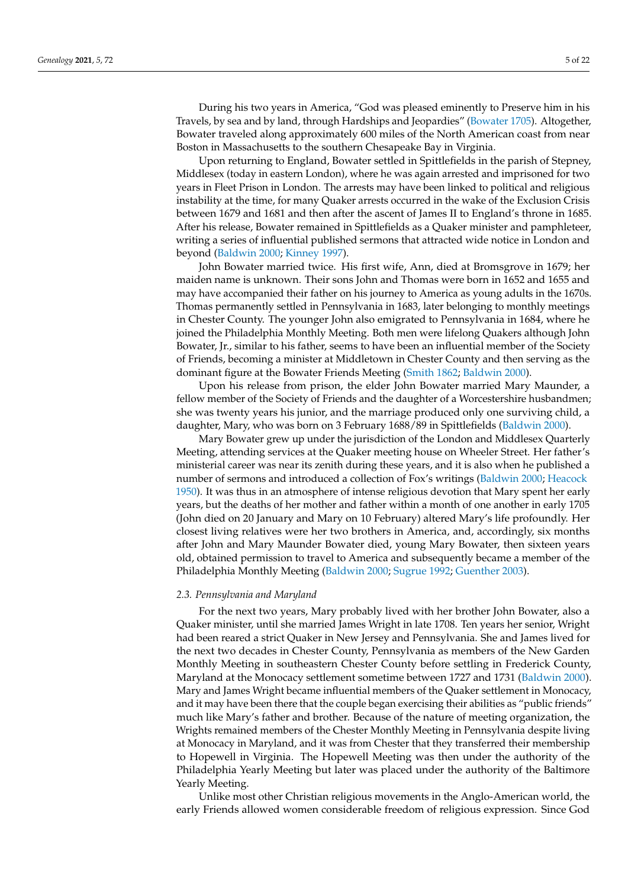During his two years in America, "God was pleased eminently to Preserve him in his Travels, by sea and by land, through Hardships and Jeopardies" (Bowater 1705). Altogether, Bowater traveled along approximately 600 miles of the North American coast from near Boston in Massachusetts to the southern Chesapeake Bay in Virginia.

Upon returning to England, Bowater settled in Spittlefields in the parish of Stepney, Middlesex (today in eastern London), where he was again arrested and imprisoned for two years in Fleet Prison in London. The arrests may have been linked to political and religious instability at the time, for many Quaker arrests occurred in the wake of the Exclusion Crisis between 1679 and 1681 and then after the ascent of James II to England's throne in 1685. After his release, Bowater remained in Spittlefields as a Quaker minister and pamphleteer, writing a series of influential published sermons that attracted wide notice in London and beyond (Baldwin 2000; Kinney 1997).

John Bowater married twice. His first wife, Ann, died at Bromsgrove in 1679; her maiden name is unknown. Their sons John and Thomas were born in 1652 and 1655 and may have accompanied their father on his journey to America as young adults in the 1670s. Thomas permanently settled in Pennsylvania in 1683, later belonging to monthly meetings in Chester County. The younger John also emigrated to Pennsylvania in 1684, where he joined the Philadelphia Monthly Meeting. Both men were lifelong Quakers although John Bowater, Jr., similar to his father, seems to have been an influential member of the Society of Friends, becoming a minister at Middletown in Chester County and then serving as the dominant figure at the Bowater Friends Meeting (Smith 1862; Baldwin 2000).

Upon his release from prison, the elder John Bowater married Mary Maunder, a fellow member of the Society of Friends and the daughter of a Worcestershire husbandmen; she was twenty years his junior, and the marriage produced only one surviving child, a daughter, Mary, who was born on 3 February 1688/89 in Spittlefields (Baldwin 2000).

Mary Bowater grew up under the jurisdiction of the London and Middlesex Quarterly Meeting, attending services at the Quaker meeting house on Wheeler Street. Her father's ministerial career was near its zenith during these years, and it is also when he published a number of sermons and introduced a collection of Fox's writings (Baldwin 2000; Heacock 1950). It was thus in an atmosphere of intense religious devotion that Mary spent her early years, but the deaths of her mother and father within a month of one another in early 1705 (John died on 20 January and Mary on 10 February) altered Mary's life profoundly. Her closest living relatives were her two brothers in America, and, accordingly, six months after John and Mary Maunder Bowater died, young Mary Bowater, then sixteen years old, obtained permission to travel to America and subsequently became a member of the Philadelphia Monthly Meeting (Baldwin 2000; Sugrue 1992; Guenther 2003).

### 2.3. Pennsylvania and Maryland

For the next two years, Mary probably lived with her brother John Bowater, also a Quaker minister, until she married James Wright in late 1708. Ten years her senior, Wright had been reared a strict Quaker in New Jersey and Pennsylvania. She and James lived for the next two decades in Chester County, Pennsylvania as members of the New Garden Monthly Meeting in southeastern Chester County before settling in Frederick County, Maryland at the Monocacy settlement sometime between 1727 and 1731 (Baldwin 2000). Mary and James Wright became influential members of the Quaker settlement in Monocacy, and it may have been there that the couple began exercising their abilities as "public friends" much like Mary's father and brother. Because of the nature of meeting organization, the Wrights remained members of the Chester Monthly Meeting in Pennsylvania despite living at Monocacy in Maryland, and it was from Chester that they transferred their membership to Hopewell in Virginia. The Hopewell Meeting was then under the authority of the Philadelphia Yearly Meeting but later was placed under the authority of the Baltimore Yearly Meeting.

Unlike most other Christian religious movements in the Anglo-American world, the early Friends allowed women considerable freedom of religious expression. Since God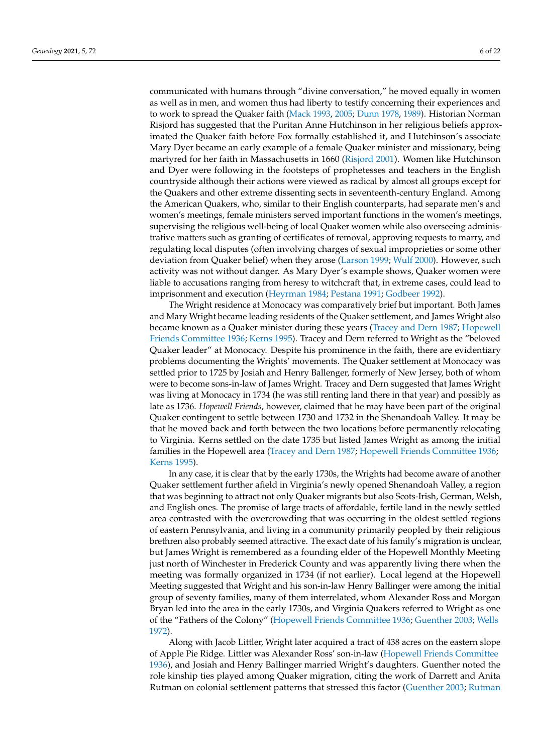communicated with humans through "divine conversation," he moved equally in women as well as in men, and women thus had liberty to testify concerning their experiences and to work to spread the Quaker faith (Mack 1993, 2005; Dunn 1978, 1989). Historian Norman Risjord has suggested that the Puritan Anne Hutchinson in her religious beliefs approximated the Quaker faith before Fox formally established it, and Hutchinson's associate Mary Dyer became an early example of a female Quaker minister and missionary, being martyred for her faith in Massachusetts in 1660 (Risjord 2001). Women like Hutchinson and Dyer were following in the footsteps of prophetesses and teachers in the English countryside although their actions were viewed as radical by almost all groups except for the Quakers and other extreme dissenting sects in seventeenth-century England. Among the American Quakers, who, similar to their English counterparts, had separate men's and women's meetings, female ministers served important functions in the women's meetings, supervising the religious well-being of local Quaker women while also overseeing administrative matters such as granting of certificates of removal, approving requests to marry, and regulating local disputes (often involving charges of sexual improprieties or some other deviation from Quaker belief) when they arose (Larson 1999; Wulf 2000). However, such activity was not without danger. As Mary Dyer's example shows, Quaker women were liable to accusations ranging from heresy to witchcraft that, in extreme cases, could lead to imprisonment and execution (Heyrman 1984; Pestana 1991; Godbeer 1992).

The Wright residence at Monocacy was comparatively brief but important. Both James and Mary Wright became leading residents of the Quaker settlement, and James Wright also became known as a Quaker minister during these years (Tracey and Dern 1987; Hopewell Friends Committee 1936; Kerns 1995). Tracey and Dern referred to Wright as the "beloved Quaker leader" at Monocacy. Despite his prominence in the faith, there are evidentiary problems documenting the Wrights' movements. The Quaker settlement at Monocacy was settled prior to 1725 by Josiah and Henry Ballenger, formerly of New Jersey, both of whom were to become sons-in-law of James Wright. Tracey and Dern suggested that James Wright was living at Monocacy in 1734 (he was still renting land there in that year) and possibly as late as 1736. *Hopewell Friends*, however, claimed that he may have been part of the original Quaker contingent to settle between 1730 and 1732 in the Shenandoah Valley. It may be that he moved back and forth between the two locations before permanently relocating to Virginia. Kerns settled on the date 1735 but listed James Wright as among the initial families in the Hopewell area (Tracey and Dern 1987; Hopewell Friends Committee 1936; Kerns 1995).

In any case, it is clear that by the early 1730s, the Wrights had become aware of another Quaker settlement further afield in Virginia's newly opened Shenandoah Valley, a region that was beginning to attract not only Quaker migrants but also Scots-Irish, German, Welsh, and English ones. The promise of large tracts of affordable, fertile land in the newly settled area contrasted with the overcrowding that was occurring in the oldest settled regions of eastern Pennsylvania, and living in a community primarily peopled by their religious brethren also probably seemed attractive. The exact date of his family's migration is unclear, but James Wright is remembered as a founding elder of the Hopewell Monthly Meeting just north of Winchester in Frederick County and was apparently living there when the meeting was formally organized in 1734 (if not earlier). Local legend at the Hopewell Meeting suggested that Wright and his son-in-law Henry Ballinger were among the initial group of seventy families, many of them interrelated, whom Alexander Ross and Morgan Bryan led into the area in the early 1730s, and Virginia Quakers referred to Wright as one of the "Fathers of the Colony" (Hopewell Friends Committee 1936; Guenther 2003; Wells 1972).

Along with Jacob Littler, Wright later acquired a tract of 438 acres on the eastern slope of Apple Pie Ridge. Littler was Alexander Ross' son-in-law (Hopewell Friends Committee 1936), and Josiah and Henry Ballinger married Wright's daughters. Guenther noted the role kinship ties played among Quaker migration, citing the work of Darrett and Anita Rutman on colonial settlement patterns that stressed this factor (Guenther 2003; Rutman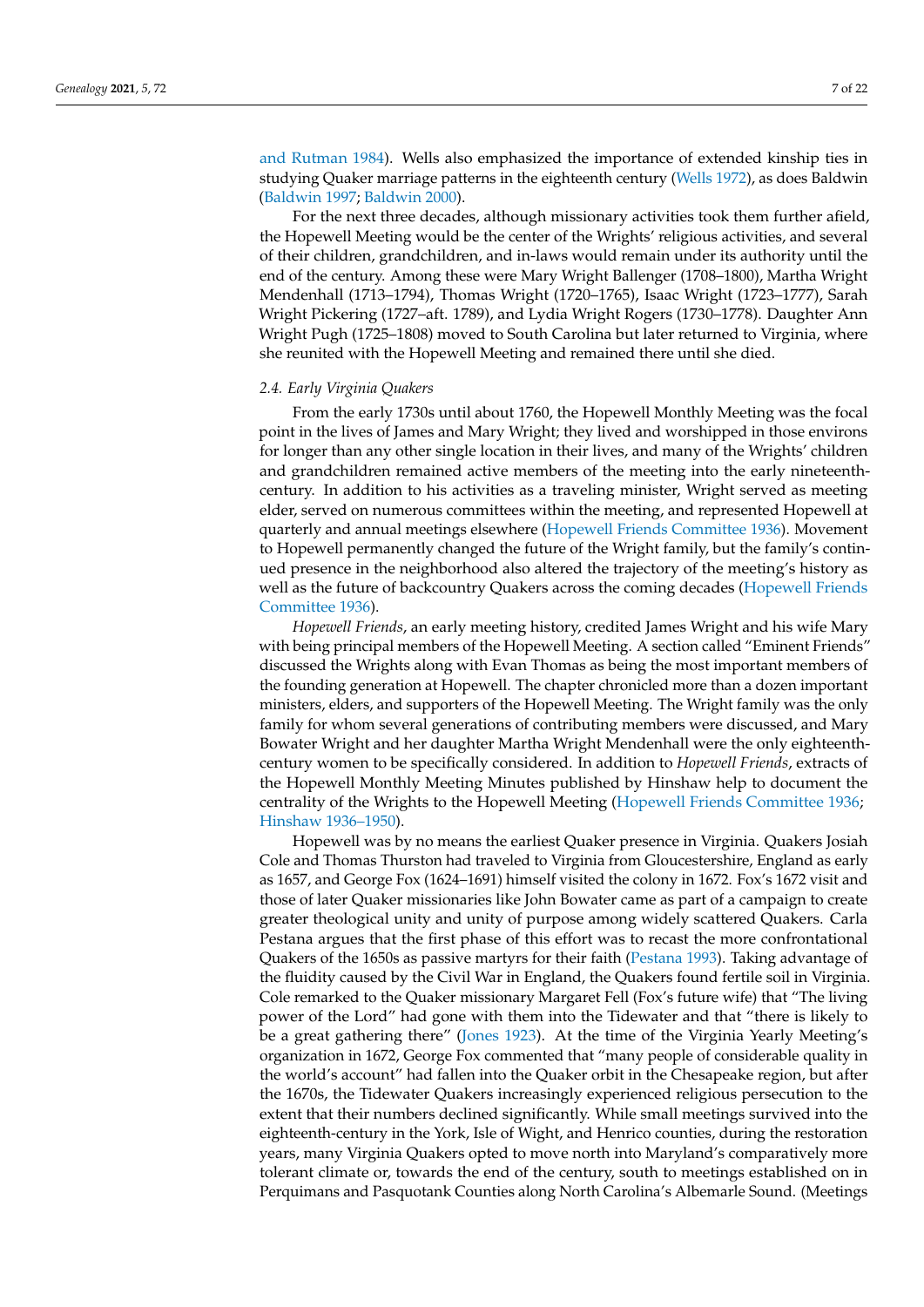and Rutman 1984). Wells also emphasized the importance of extended kinship ties in studying Quaker marriage patterns in the eighteenth century (Wells 1972), as does Baldwin (Baldwin 1997; Baldwin 2000).

For the next three decades, although missionary activities took them further afield, the Hopewell Meeting would be the center of the Wrights' religious activities, and several of their children, grandchildren, and in-laws would remain under its authority until the end of the century. Among these were Mary Wright Ballenger (1708–1800), Martha Wright Mendenhall (1713–1794), Thomas Wright (1720–1765), Isaac Wright (1723–1777), Sarah Wright Pickering (1727–aft. 1789), and Lydia Wright Rogers (1730–1778). Daughter Ann Wright Pugh (1725–1808) moved to South Carolina but later returned to Virginia, where she reunited with the Hopewell Meeting and remained there until she died.

### 2.4. Early Virginia Quakers

From the early 1730s until about 1760, the Hopewell Monthly Meeting was the focal point in the lives of James and Mary Wright; they lived and worshipped in those environs for longer than any other single location in their lives, and many of the Wrights' children and grandchildren remained active members of the meeting into the early nineteenth-century. In addition to his activities as a traveling minister, Wright served as meeting elder, served on numerous committees within the meeting, and represented Hopewell at quarterly and annual meetings elsewhere (Hopewell Friends Committee 1936). Movement to Hopewell permanently changed the future of the Wright family, but the family's continued presence in the neighborhood also altered the trajectory of the meeting's history as well as the future of backcountry Quakers across the coming decades (Hopewell Friends Committee 1936).

*Hopewell Friends*, an early meeting history, credited James Wright and his wife Mary with being principal members of the Hopewell Meeting. A section called "Eminent Friends" discussed the Wrights along with Evan Thomas as being the most important members of the founding generation at Hopewell. The chapter chronicled more than a dozen important ministers, elders, and supporters of the Hopewell Meeting. The Wright family was the only family for whom several generations of contributing members were discussed, and Mary Bowater Wright and her daughter Martha Wright Mendenhall were the only eighteenth-century women to be specifically considered. In addition to *Hopewell Friends*, extracts of the Hopewell Monthly Meeting Minutes published by Hinshaw help to document the centrality of the Wrights to the Hopewell Meeting (Hopewell Friends Committee 1936; Hinshaw 1936–1950).

Hopewell was by no means the earliest Quaker presence in Virginia. Quakers Josiah Cole and Thomas Thurston had traveled to Virginia from Gloucestershire, England as early as 1657, and George Fox (1624–1691) himself visited the colony in 1672. Fox's 1672 visit and those of later Quaker missionaries like John Bowater came as part of a campaign to create greater theological unity and unity of purpose among widely scattered Quakers. Carla Pestana argues that the first phase of this effort was to recast the more confrontational Quakers of the 1650s as passive martyrs for their faith (Pestana 1993). Taking advantage of the fluidity caused by the Civil War in England, the Quakers found fertile soil in Virginia. Cole remarked to the Quaker missionary Margaret Fell (Fox's future wife) that "The living power of the Lord" had gone with them into the Tidewater and that "there is likely to be a great gathering there" (Jones 1923). At the time of the Virginia Yearly Meeting's organization in 1672, George Fox commented that "many people of considerable quality in the world's account" had fallen into the Quaker orbit in the Chesapeake region, but after the 1670s, the Tidewater Quakers increasingly experienced religious persecution to the extent that their numbers declined significantly. While small meetings survived into the eighteenth-century in the York, Isle of Wight, and Henrico counties, during the restoration years, many Virginia Quakers opted to move north into Maryland's comparatively more tolerant climate or, towards the end of the century, south to meetings established on in Perquimans and Pasquotank Counties along North Carolina's Albemarle Sound. (Meetings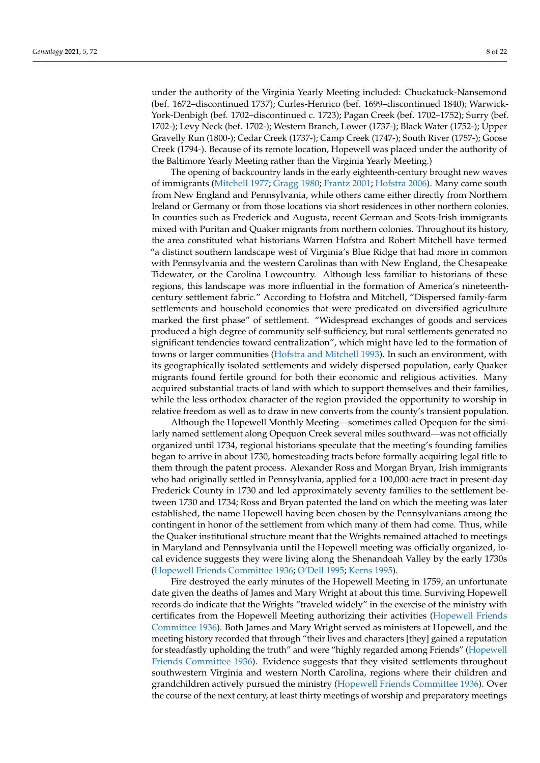under the authority of the Virginia Yearly Meeting included: Chuckatuck-Nansemond (bef. 1672–discontinued 1737); Curles-Henrico (bef. 1699–discontinued 1840); Warwick-York-Denbigh (bef. 1702–discontinued c. 1723); Pagan Creek (bef. 1702–1752); Surry (bef. 1702-); Levy Neck (bef. 1702-); Western Branch, Lower (1737-); Black Water (1752-); Upper Gravelly Run (1800-); Cedar Creek (1737-); Camp Creek (1747-); South River (1757-); Goose Creek (1794-). Because of its remote location, Hopewell was placed under the authority of the Baltimore Yearly Meeting rather than the Virginia Yearly Meeting.)

The opening of backcountry lands in the early eighteenth-century brought new waves of immigrants (Mitchell 1977; Gragg 1980; Frantz 2001; Hofstra 2006). Many came south from New England and Pennsylvania, while others came either directly from Northern Ireland or Germany or from those locations via short residences in other northern colonies. In counties such as Frederick and Augusta, recent German and Scots-Irish immigrants mixed with Puritan and Quaker migrants from northern colonies. Throughout its history, the area constituted what historians Warren Hofstra and Robert Mitchell have termed "a distinct southern landscape west of Virginia's Blue Ridge that had more in common with Pennsylvania and the western Carolinas than with New England, the Chesapeake Tidewater, or the Carolina Lowcountry. Although less familiar to historians of these regions, this landscape was more influential in the formation of America's nineteenth-century settlement fabric." According to Hofstra and Mitchell, "Dispersed family-farm settlements and household economies that were predicated on diversified agriculture marked the first phase" of settlement. "Widespread exchanges of goods and services produced a high degree of community self-sufficiency, but rural settlements generated no significant tendencies toward centralization", which might have led to the formation of towns or larger communities (Hofstra and Mitchell 1993). In such an environment, with its geographically isolated settlements and widely dispersed population, early Quaker migrants found fertile ground for both their economic and religious activities. Many acquired substantial tracts of land with which to support themselves and their families, while the less orthodox character of the region provided the opportunity to worship in relative freedom as well as to draw in new converts from the county's transient population.

Although the Hopewell Monthly Meeting—sometimes called Opequon for the similarly named settlement along Opequon Creek several miles southward—was not officially organized until 1734, regional historians speculate that the meeting's founding families began to arrive in about 1730, homesteading tracts before formally acquiring legal title to them through the patent process. Alexander Ross and Morgan Bryan, Irish immigrants who had originally settled in Pennsylvania, applied for a 100,000-acre tract in present-day Frederick County in 1730 and led approximately seventy families to the settlement between 1730 and 1734; Ross and Bryan patented the land on which the meeting was later established, the name Hopewell having been chosen by the Pennsylvanians among the contingent in honor of the settlement from which many of them had come. Thus, while the Quaker institutional structure meant that the Wrights remained attached to meetings in Maryland and Pennsylvania until the Hopewell meeting was officially organized, local evidence suggests they were living along the Shenandoah Valley by the early 1730s (Hopewell Friends Committee 1936; O'Dell 1995; Kerns 1995).

Fire destroyed the early minutes of the Hopewell Meeting in 1759, an unfortunate date given the deaths of James and Mary Wright at about this time. Surviving Hopewell records do indicate that the Wrights "traveled widely" in the exercise of the ministry with certificates from the Hopewell Meeting authorizing their activities (Hopewell Friends Committee 1936). Both James and Mary Wright served as ministers at Hopewell, and the meeting history recorded that through "their lives and characters [they] gained a reputation for steadfastly upholding the truth" and were "highly regarded among Friends" (Hopewell Friends Committee 1936). Evidence suggests that they visited settlements throughout southwestern Virginia and western North Carolina, regions where their children and grandchildren actively pursued the ministry (Hopewell Friends Committee 1936). Over the course of the next century, at least thirty meetings of worship and preparatory meetings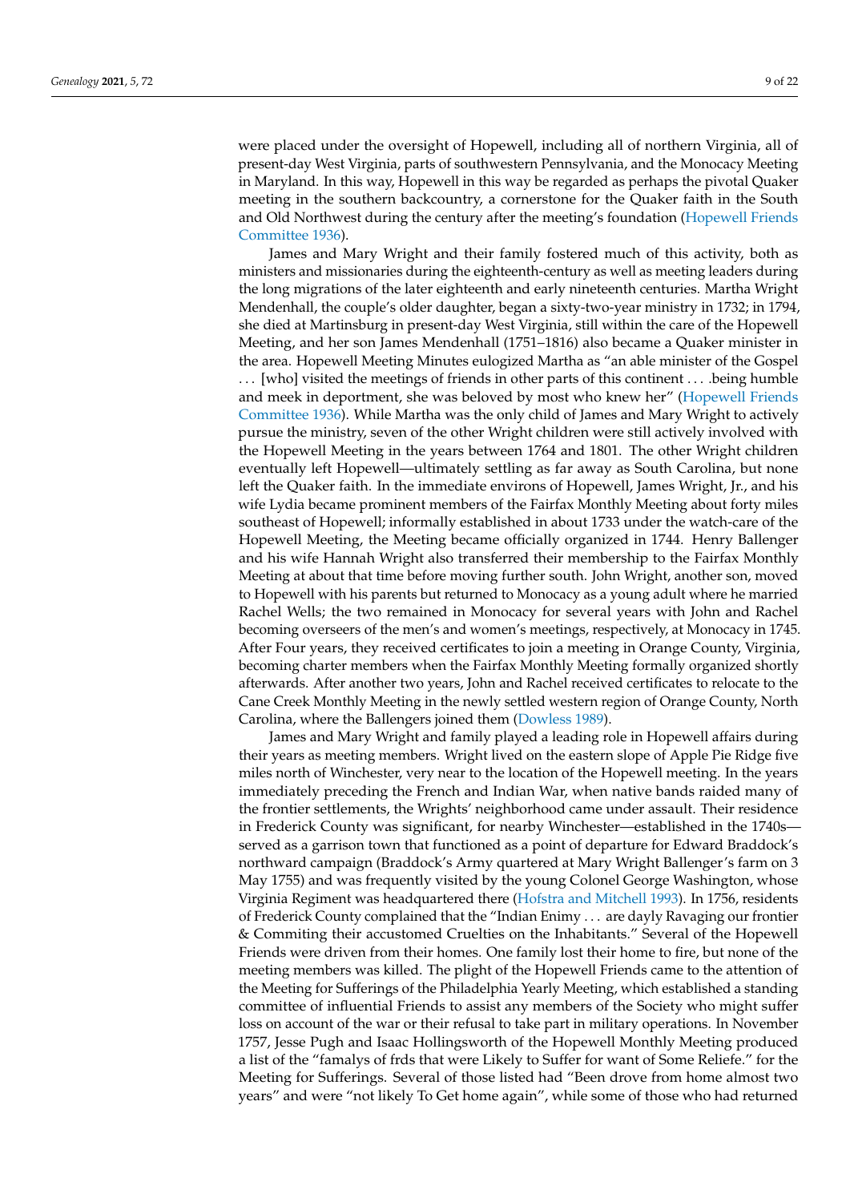were placed under the oversight of Hopewell, including all of northern Virginia, all of present-day West Virginia, parts of southwestern Pennsylvania, and the Monocacy Meeting in Maryland. In this way, Hopewell in this way be regarded as perhaps the pivotal Quaker meeting in the southern backcountry, a cornerstone for the Quaker faith in the South and Old Northwest during the century after the meeting's foundation (Hopewell Friends Committee 1936).

James and Mary Wright and their family fostered much of this activity, both as ministers and missionaries during the eighteenth-century as well as meeting leaders during the long migrations of the later eighteenth and early nineteenth centuries. Martha Wright Mendenhall, the couple's older daughter, began a sixty-two-year ministry in 1732; in 1794, she died at Martinsburg in present-day West Virginia, still within the care of the Hopewell Meeting, and her son James Mendenhall (1751–1816) also became a Quaker minister in the area. Hopewell Meeting Minutes eulogized Martha as "an able minister of the Gospel . . . [who] visited the meetings of friends in other parts of this continent . . . .being humble and meek in deportment, she was beloved by most who knew her" (Hopewell Friends Committee 1936). While Martha was the only child of James and Mary Wright to actively pursue the ministry, seven of the other Wright children were still actively involved with the Hopewell Meeting in the years between 1764 and 1801. The other Wright children eventually left Hopewell—ultimately settling as far away as South Carolina, but none left the Quaker faith. In the immediate environs of Hopewell, James Wright, Jr., and his wife Lydia became prominent members of the Fairfax Monthly Meeting about forty miles southeast of Hopewell; informally established in about 1733 under the watch-care of the Hopewell Meeting, the Meeting became officially organized in 1744. Henry Ballenger and his wife Hannah Wright also transferred their membership to the Fairfax Monthly Meeting at about that time before moving further south. John Wright, another son, moved to Hopewell with his parents but returned to Monocacy as a young adult where he married Rachel Wells; the two remained in Monocacy for several years with John and Rachel becoming overseers of the men's and women's meetings, respectively, at Monocacy in 1745. After Four years, they received certificates to join a meeting in Orange County, Virginia, becoming charter members when the Fairfax Monthly Meeting formally organized shortly afterwards. After another two years, John and Rachel received certificates to relocate to the Cane Creek Monthly Meeting in the newly settled western region of Orange County, North Carolina, where the Ballengers joined them (Dowless 1989).

James and Mary Wright and family played a leading role in Hopewell affairs during their years as meeting members. Wright lived on the eastern slope of Apple Pie Ridge five miles north of Winchester, very near to the location of the Hopewell meeting. In the years immediately preceding the French and Indian War, when native bands raided many of the frontier settlements, the Wrights' neighborhood came under assault. Their residence in Frederick County was significant, for nearby Winchester—established in the 1740s—served as a garrison town that functioned as a point of departure for Edward Braddock's northward campaign (Braddock's Army quartered at Mary Wright Ballenger's farm on 3 May 1755) and was frequently visited by the young Colonel George Washington, whose Virginia Regiment was headquartered there (Hofstra and Mitchell 1993). In 1756, residents of Frederick County complained that the "Indian Enimy . . . are dayly Ravaging our frontier & Commiting their accustomed Cruelties on the Inhabitants." Several of the Hopewell Friends were driven from their homes. One family lost their home to fire, but none of the meeting members was killed. The plight of the Hopewell Friends came to the attention of the Meeting for Sufferings of the Philadelphia Yearly Meeting, which established a standing committee of influential Friends to assist any members of the Society who might suffer loss on account of the war or their refusal to take part in military operations. In November 1757, Jesse Pugh and Isaac Hollingsworth of the Hopewell Monthly Meeting produced a list of the "famalys of frds that were Likely to Suffer for want of Some Reliefe." for the Meeting for Sufferings. Several of those listed had "Been drove from home almost two years" and were "not likely To Get home again", while some of those who had returned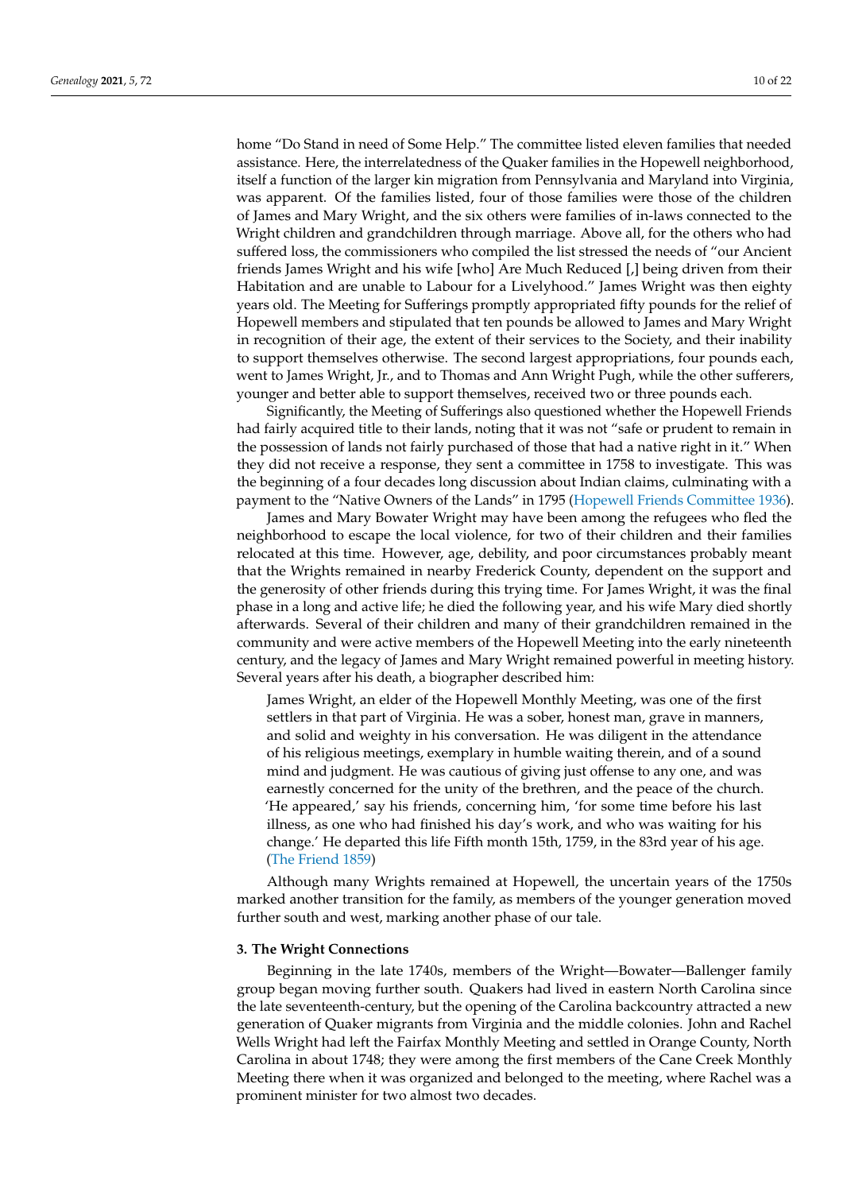home "Do Stand in need of Some Help." The committee listed eleven families that needed assistance. Here, the interrelatedness of the Quaker families in the Hopewell neighborhood, itself a function of the larger kin migration from Pennsylvania and Maryland into Virginia, was apparent. Of the families listed, four of those families were those of the children of James and Mary Wright, and the six others were families of in-laws connected to the Wright children and grandchildren through marriage. Above all, for the others who had suffered loss, the commissioners who compiled the list stressed the needs of "our Ancient friends James Wright and his wife [who] Are Much Reduced [,] being driven from their Habitation and are unable to Labour for a Livelyhood." James Wright was then eighty years old. The Meeting for Sufferings promptly appropriated fifty pounds for the relief of Hopewell members and stipulated that ten pounds be allowed to James and Mary Wright in recognition of their age, the extent of their services to the Society, and their inability to support themselves otherwise. The second largest appropriations, four pounds each, went to James Wright, Jr., and to Thomas and Ann Wright Pugh, while the other sufferers, younger and better able to support themselves, received two or three pounds each.

Significantly, the Meeting of Sufferings also questioned whether the Hopewell Friends had fairly acquired title to their lands, noting that it was not "safe or prudent to remain in the possession of lands not fairly purchased of those that had a native right in it." When they did not receive a response, they sent a committee in 1758 to investigate. This was the beginning of a four decades long discussion about Indian claims, culminating with a payment to the "Native Owners of the Lands" in 1795 (Hopewell Friends Committee 1936).

James and Mary Bowater Wright may have been among the refugees who fled the neighborhood to escape the local violence, for two of their children and their families relocated at this time. However, age, debility, and poor circumstances probably meant that the Wrights remained in nearby Frederick County, dependent on the support and the generosity of other friends during this trying time. For James Wright, it was the final phase in a long and active life; he died the following year, and his wife Mary died shortly afterwards. Several of their children and many of their grandchildren remained in the community and were active members of the Hopewell Meeting into the early nineteenth century, and the legacy of James and Mary Wright remained powerful in meeting history. Several years after his death, a biographer described him:

> James Wright, an elder of the Hopewell Monthly Meeting, was one of the first settlers in that part of Virginia. He was a sober, honest man, grave in manners, and solid and weighty in his conversation. He was diligent in the attendance of his religious meetings, exemplary in humble waiting therein, and of a sound mind and judgment. He was cautious of giving just offense to any one, and was earnestly concerned for the unity of the brethren, and the peace of the church. 'He appeared,' say his friends, concerning him, 'for some time before his last illness, as one who had finished his day's work, and who was waiting for his change.' He departed this life Fifth month 15th, 1759, in the 83rd year of his age. (The Friend 1859)

Although many Wrights remained at Hopewell, the uncertain years of the 1750s marked another transition for the family, as members of the younger generation moved further south and west, marking another phase of our tale.

## 3. The Wright Connections

Beginning in the late 1740s, members of the Wright—Bowater—Ballenger family group began moving further south. Quakers had lived in eastern North Carolina since the late seventeenth-century, but the opening of the Carolina backcountry attracted a new generation of Quaker migrants from Virginia and the middle colonies. John and Rachel Wells Wright had left the Fairfax Monthly Meeting and settled in Orange County, North Carolina in about 1748; they were among the first members of the Cane Creek Monthly Meeting there when it was organized and belonged to the meeting, where Rachel was a prominent minister for two almost two decades.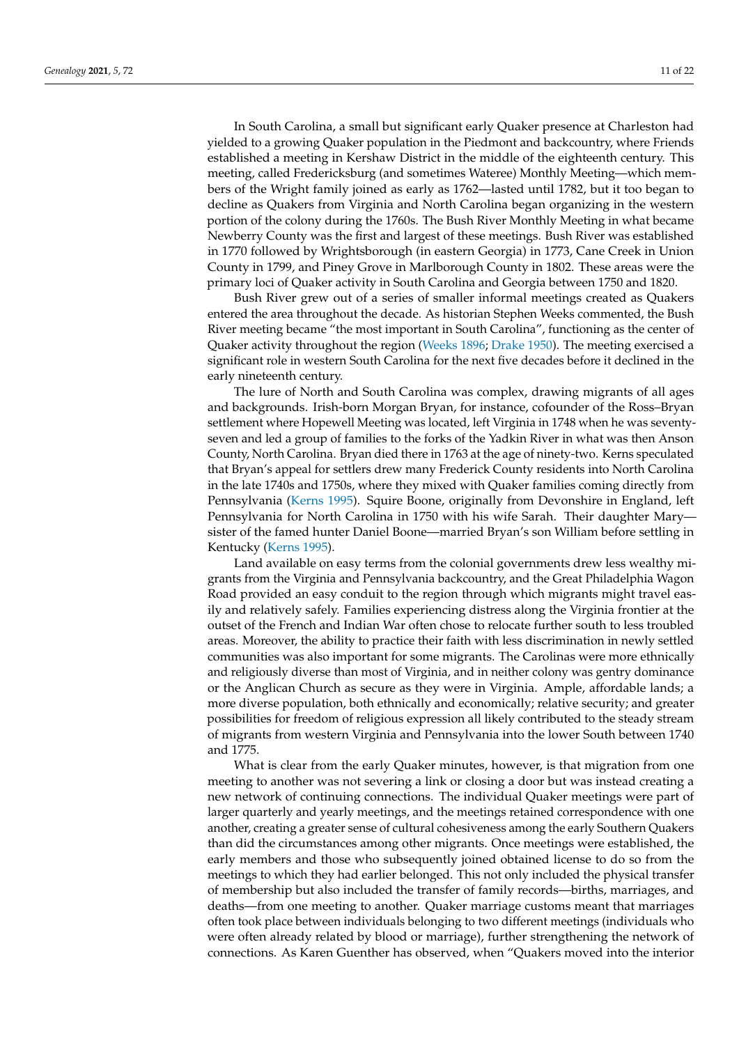In South Carolina, a small but significant early Quaker presence at Charleston had yielded to a growing Quaker population in the Piedmont and backcountry, where Friends established a meeting in Kershaw District in the middle of the eighteenth century. This meeting, called Fredericksburg (and sometimes Wateree) Monthly Meeting—which members of the Wright family joined as early as 1762—lasted until 1782, but it too began to decline as Quakers from Virginia and North Carolina began organizing in the western portion of the colony during the 1760s. The Bush River Monthly Meeting in what became Newberry County was the first and largest of these meetings. Bush River was established in 1770 followed by Wrightsborough (in eastern Georgia) in 1773, Cane Creek in Union County in 1799, and Piney Grove in Marlborough County in 1802. These areas were the primary loci of Quaker activity in South Carolina and Georgia between 1750 and 1820.

Bush River grew out of a series of smaller informal meetings created as Quakers entered the area throughout the decade. As historian Stephen Weeks commented, the Bush River meeting became "the most important in South Carolina", functioning as the center of Quaker activity throughout the region (Weeks 1896; Drake 1950). The meeting exercised a significant role in western South Carolina for the next five decades before it declined in the early nineteenth century.

The lure of North and South Carolina was complex, drawing migrants of all ages and backgrounds. Irish-born Morgan Bryan, for instance, cofounder of the Ross–Bryan settlement where Hopewell Meeting was located, left Virginia in 1748 when he was seventy-seven and led a group of families to the forks of the Yadkin River in what was then Anson County, North Carolina. Bryan died there in 1763 at the age of ninety-two. Kerns speculated that Bryan's appeal for settlers drew many Frederick County residents into North Carolina in the late 1740s and 1750s, where they mixed with Quaker families coming directly from Pennsylvania (Kerns 1995). Squire Boone, originally from Devonshire in England, left Pennsylvania for North Carolina in 1750 with his wife Sarah. Their daughter Mary—sister of the famed hunter Daniel Boone—married Bryan's son William before settling in Kentucky (Kerns 1995).

Land available on easy terms from the colonial governments drew less wealthy migrants from the Virginia and Pennsylvania backcountry, and the Great Philadelphia Wagon Road provided an easy conduit to the region through which migrants might travel easily and relatively safely. Families experiencing distress along the Virginia frontier at the outset of the French and Indian War often chose to relocate further south to less troubled areas. Moreover, the ability to practice their faith with less discrimination in newly settled communities was also important for some migrants. The Carolinas were more ethnically and religiously diverse than most of Virginia, and in neither colony was gentry dominance or the Anglican Church as secure as they were in Virginia. Ample, affordable lands; a more diverse population, both ethnically and economically; relative security; and greater possibilities for freedom of religious expression all likely contributed to the steady stream of migrants from western Virginia and Pennsylvania into the lower South between 1740 and 1775.

What is clear from the early Quaker minutes, however, is that migration from one meeting to another was not severing a link or closing a door but was instead creating a new network of continuing connections. The individual Quaker meetings were part of larger quarterly and yearly meetings, and the meetings retained correspondence with one another, creating a greater sense of cultural cohesiveness among the early Southern Quakers than did the circumstances among other migrants. Once meetings were established, the early members and those who subsequently joined obtained license to do so from the meetings to which they had earlier belonged. This not only included the physical transfer of membership but also included the transfer of family records—births, marriages, and deaths—from one meeting to another. Quaker marriage customs meant that marriages often took place between individuals belonging to two different meetings (individuals who were often already related by blood or marriage), further strengthening the network of connections. As Karen Guenther has observed, when "Quakers moved into the interior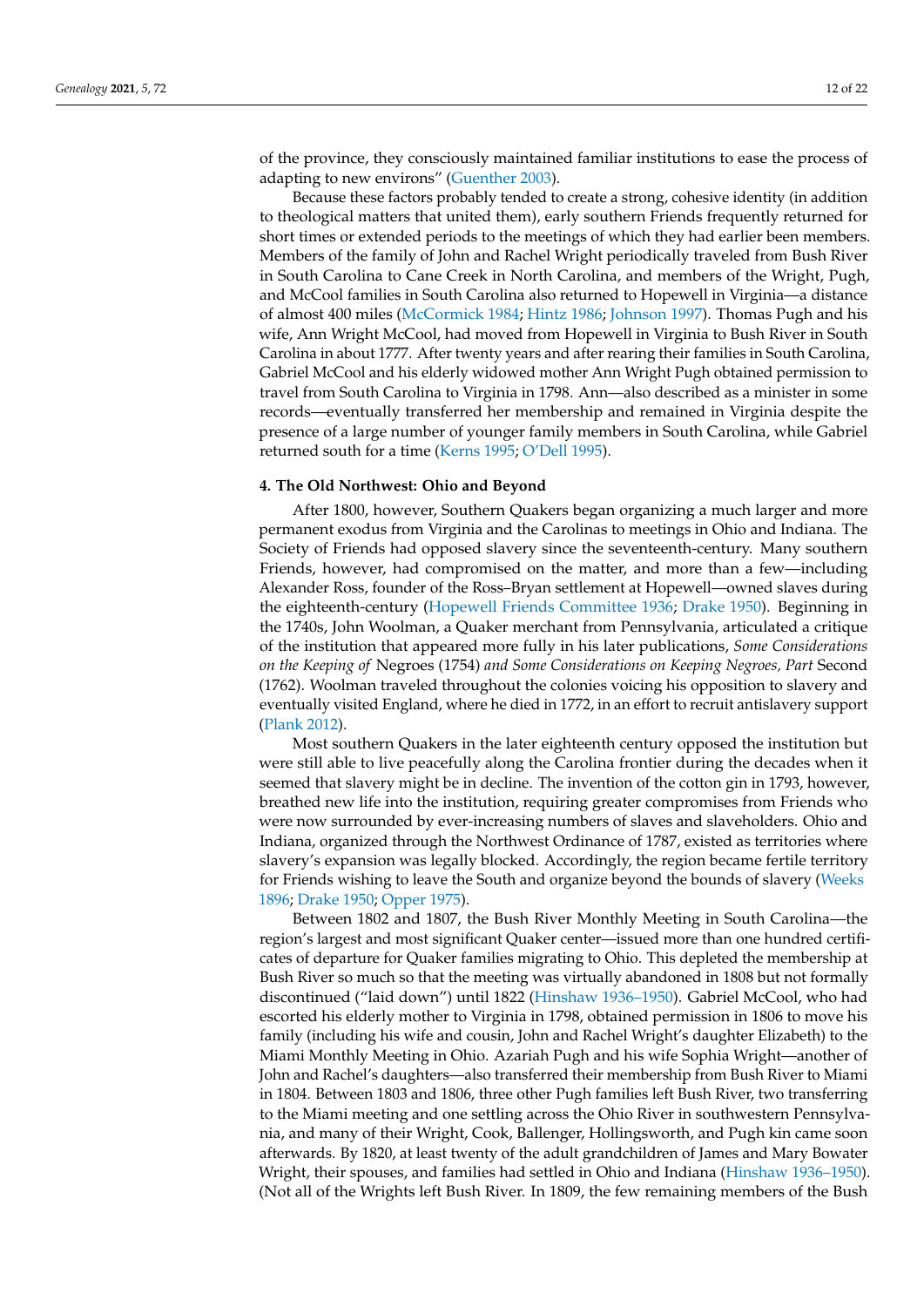of the province, they consciously maintained familiar institutions to ease the process of adapting to new environs" (Guenther 2003).

Because these factors probably tended to create a strong, cohesive identity (in addition to theological matters that united them), early southern Friends frequently returned for short times or extended periods to the meetings of which they had earlier been members. Members of the family of John and Rachel Wright periodically traveled from Bush River in South Carolina to Cane Creek in North Carolina, and members of the Wright, Pugh, and McCool families in South Carolina also returned to Hopewell in Virginia—a distance of almost 400 miles (McCormick 1984; Hintz 1986; Johnson 1997). Thomas Pugh and his wife, Ann Wright McCool, had moved from Hopewell in Virginia to Bush River in South Carolina in about 1777. After twenty years and after rearing their families in South Carolina, Gabriel McCool and his elderly widowed mother Ann Wright Pugh obtained permission to travel from South Carolina to Virginia in 1798. Ann—also described as a minister in some records—eventually transferred her membership and remained in Virginia despite the presence of a large number of younger family members in South Carolina, while Gabriel returned south for a time (Kerns 1995; O'Dell 1995).

## 4. The Old Northwest: Ohio and Beyond

After 1800, however, Southern Quakers began organizing a much larger and more permanent exodus from Virginia and the Carolinas to meetings in Ohio and Indiana. The Society of Friends had opposed slavery since the seventeenth-century. Many southern Friends, however, had compromised on the matter, and more than a few—including Alexander Ross, founder of the Ross–Bryan settlement at Hopewell—owned slaves during the eighteenth-century (Hopewell Friends Committee 1936; Drake 1950). Beginning in the 1740s, John Woolman, a Quaker merchant from Pennsylvania, articulated a critique of the institution that appeared more fully in his later publications, *Some Considerations on the Keeping of* Negroes (1754) *and Some Considerations on Keeping Negroes, Part* Second (1762). Woolman traveled throughout the colonies voicing his opposition to slavery and eventually visited England, where he died in 1772, in an effort to recruit antislavery support (Plank 2012).

Most southern Quakers in the later eighteenth century opposed the institution but were still able to live peacefully along the Carolina frontier during the decades when it seemed that slavery might be in decline. The invention of the cotton gin in 1793, however, breathed new life into the institution, requiring greater compromises from Friends who were now surrounded by ever-increasing numbers of slaves and slaveholders. Ohio and Indiana, organized through the Northwest Ordinance of 1787, existed as territories where slavery's expansion was legally blocked. Accordingly, the region became fertile territory for Friends wishing to leave the South and organize beyond the bounds of slavery (Weeks 1896; Drake 1950; Opper 1975).

Between 1802 and 1807, the Bush River Monthly Meeting in South Carolina—the region's largest and most significant Quaker center—issued more than one hundred certificates of departure for Quaker families migrating to Ohio. This depleted the membership at Bush River so much so that the meeting was virtually abandoned in 1808 but not formally discontinued ("laid down") until 1822 (Hinshaw 1936–1950). Gabriel McCool, who had escorted his elderly mother to Virginia in 1798, obtained permission in 1806 to move his family (including his wife and cousin, John and Rachel Wright's daughter Elizabeth) to the Miami Monthly Meeting in Ohio. Azariah Pugh and his wife Sophia Wright—another of John and Rachel's daughters—also transferred their membership from Bush River to Miami in 1804. Between 1803 and 1806, three other Pugh families left Bush River, two transferring to the Miami meeting and one settling across the Ohio River in southwestern Pennsylvania, and many of their Wright, Cook, Ballenger, Hollingsworth, and Pugh kin came soon afterwards. By 1820, at least twenty of the adult grandchildren of James and Mary Bowater Wright, their spouses, and families had settled in Ohio and Indiana (Hinshaw 1936–1950). (Not all of the Wrights left Bush River. In 1809, the few remaining members of the Bush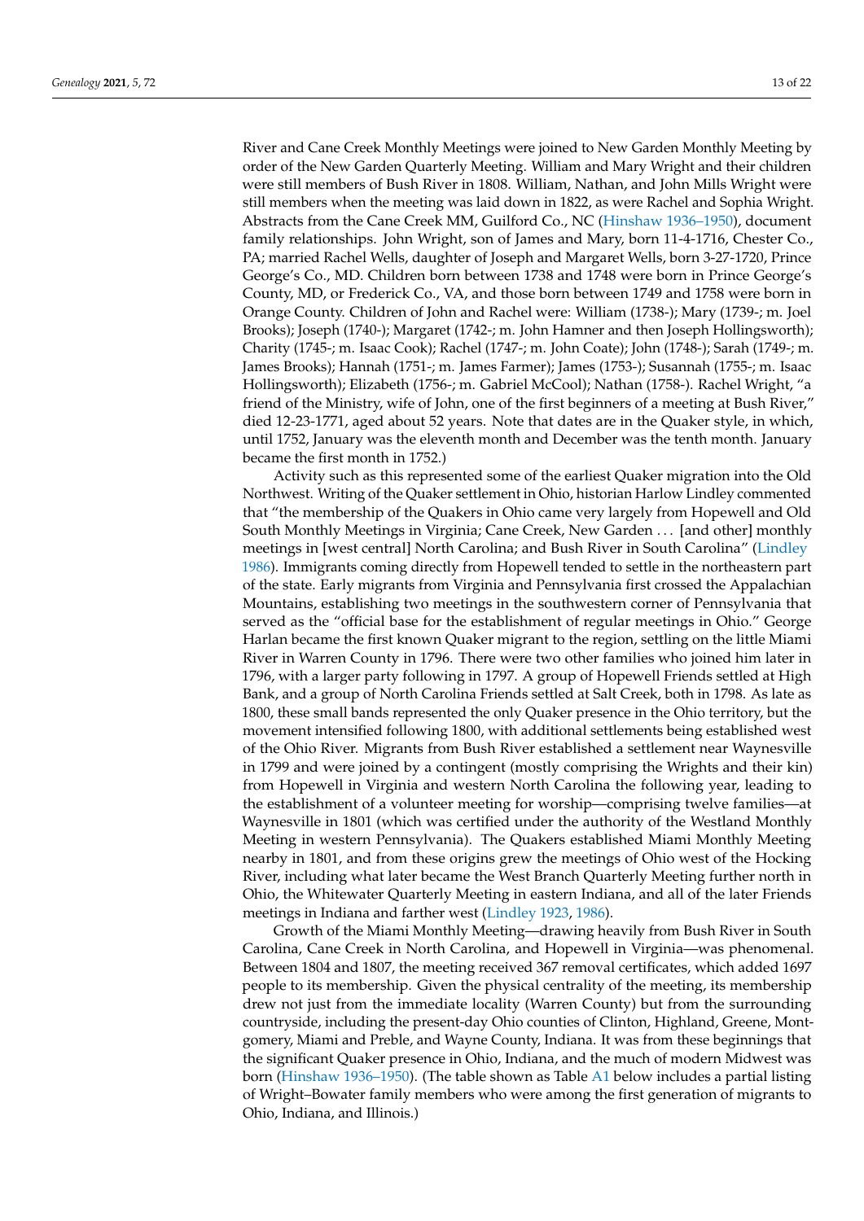River and Cane Creek Monthly Meetings were joined to New Garden Monthly Meeting by order of the New Garden Quarterly Meeting. William and Mary Wright and their children were still members of Bush River in 1808. William, Nathan, and John Mills Wright were still members when the meeting was laid down in 1822, as were Rachel and Sophia Wright. Abstracts from the Cane Creek MM, Guilford Co., NC (Hinshaw 1936–1950), document family relationships. John Wright, son of James and Mary, born 11-4-1716, Chester Co., PA; married Rachel Wells, daughter of Joseph and Margaret Wells, born 3-27-1720, Prince George's Co., MD. Children born between 1738 and 1748 were born in Prince George's County, MD, or Frederick Co., VA, and those born between 1749 and 1758 were born in Orange County. Children of John and Rachel were: William (1738-); Mary (1739-; m. Joel Brooks); Joseph (1740-); Margaret (1742-; m. John Hamner and then Joseph Hollingsworth); Charity (1745-; m. Isaac Cook); Rachel (1747-; m. John Coate); John (1748-); Sarah (1749-; m. James Brooks); Hannah (1751-; m. James Farmer); James (1753-); Susannah (1755-; m. Isaac Hollingsworth); Elizabeth (1756-; m. Gabriel McCool); Nathan (1758-). Rachel Wright, "a friend of the Ministry, wife of John, one of the first beginners of a meeting at Bush River," died 12-23-1771, aged about 52 years. Note that dates are in the Quaker style, in which, until 1752, January was the eleventh month and December was the tenth month. January became the first month in 1752.)

Activity such as this represented some of the earliest Quaker migration into the Old Northwest. Writing of the Quaker settlement in Ohio, historian Harlow Lindley commented that "the membership of the Quakers in Ohio came very largely from Hopewell and Old South Monthly Meetings in Virginia; Cane Creek, New Garden ... [and other] monthly meetings in [west central] North Carolina; and Bush River in South Carolina" (Lindley 1986). Immigrants coming directly from Hopewell tended to settle in the northeastern part of the state. Early migrants from Virginia and Pennsylvania first crossed the Appalachian Mountains, establishing two meetings in the southwestern corner of Pennsylvania that served as the "official base for the establishment of regular meetings in Ohio." George Harlan became the first known Quaker migrant to the region, settling on the little Miami River in Warren County in 1796. There were two other families who joined him later in 1796, with a larger party following in 1797. A group of Hopewell Friends settled at High Bank, and a group of North Carolina Friends settled at Salt Creek, both in 1798. As late as 1800, these small bands represented the only Quaker presence in the Ohio territory, but the movement intensified following 1800, with additional settlements being established west of the Ohio River. Migrants from Bush River established a settlement near Waynesville in 1799 and were joined by a contingent (mostly comprising the Wrights and their kin) from Hopewell in Virginia and western North Carolina the following year, leading to the establishment of a volunteer meeting for worship—comprising twelve families—at Waynesville in 1801 (which was certified under the authority of the Westland Monthly Meeting in western Pennsylvania). The Quakers established Miami Monthly Meeting nearby in 1801, and from these origins grew the meetings of Ohio west of the Hocking River, including what later became the West Branch Quarterly Meeting further north in Ohio, the Whitewater Quarterly Meeting in eastern Indiana, and all of the later Friends meetings in Indiana and farther west (Lindley 1923, 1986).

Growth of the Miami Monthly Meeting—drawing heavily from Bush River in South Carolina, Cane Creek in North Carolina, and Hopewell in Virginia—was phenomenal. Between 1804 and 1807, the meeting received 367 removal certificates, which added 1697 people to its membership. Given the physical centrality of the meeting, its membership drew not just from the immediate locality (Warren County) but from the surrounding countryside, including the present-day Ohio counties of Clinton, Highland, Greene, Montgomery, Miami and Preble, and Wayne County, Indiana. It was from these beginnings that the significant Quaker presence in Ohio, Indiana, and the much of modern Midwest was born (Hinshaw 1936–1950). (The table shown as Table A1 below includes a partial listing of Wright–Bowater family members who were among the first generation of migrants to Ohio, Indiana, and Illinois.)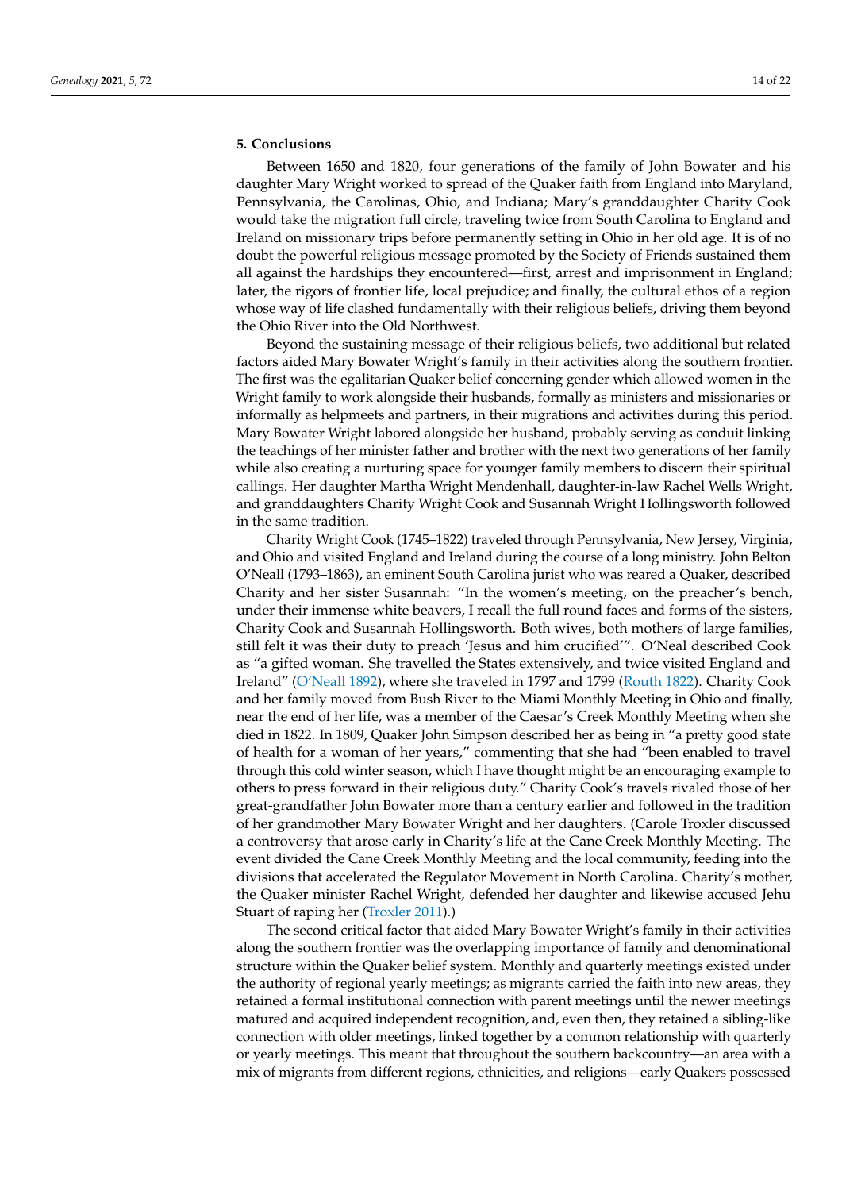## 5. Conclusions

Between 1650 and 1820, four generations of the family of John Bowater and his daughter Mary Wright worked to spread of the Quaker faith from England into Maryland, Pennsylvania, the Carolinas, Ohio, and Indiana; Mary's granddaughter Charity Cook would take the migration full circle, traveling twice from South Carolina to England and Ireland on missionary trips before permanently setting in Ohio in her old age. It is of no doubt the powerful religious message promoted by the Society of Friends sustained them all against the hardships they encountered—first, arrest and imprisonment in England; later, the rigors of frontier life, local prejudice; and finally, the cultural ethos of a region whose way of life clashed fundamentally with their religious beliefs, driving them beyond the Ohio River into the Old Northwest.

Beyond the sustaining message of their religious beliefs, two additional but related factors aided Mary Bowater Wright's family in their activities along the southern frontier. The first was the egalitarian Quaker belief concerning gender which allowed women in the Wright family to work alongside their husbands, formally as ministers and missionaries or informally as helpmeets and partners, in their migrations and activities during this period. Mary Bowater Wright labored alongside her husband, probably serving as conduit linking the teachings of her minister father and brother with the next two generations of her family while also creating a nurturing space for younger family members to discern their spiritual callings. Her daughter Martha Wright Mendenhall, daughter-in-law Rachel Wells Wright, and granddaughters Charity Wright Cook and Susannah Wright Hollingsworth followed in the same tradition.

Charity Wright Cook (1745–1822) traveled through Pennsylvania, New Jersey, Virginia, and Ohio and visited England and Ireland during the course of a long ministry. John Belton O'Neall (1793–1863), an eminent South Carolina jurist who was reared a Quaker, described Charity and her sister Susannah: "In the women's meeting, on the preacher's bench, under their immense white beavers, I recall the full round faces and forms of the sisters, Charity Cook and Susannah Hollingsworth. Both wives, both mothers of large families, still felt it was their duty to preach 'Jesus and him crucified'". O'Neal described Cook as "a gifted woman. She travelled the States extensively, and twice visited England and Ireland" (O'Neall 1892), where she traveled in 1797 and 1799 (Routh 1822). Charity Cook and her family moved from Bush River to the Miami Monthly Meeting in Ohio and finally, near the end of her life, was a member of the Caesar's Creek Monthly Meeting when she died in 1822. In 1809, Quaker John Simpson described her as being in "a pretty good state of health for a woman of her years," commenting that she had "been enabled to travel through this cold winter season, which I have thought might be an encouraging example to others to press forward in their religious duty." Charity Cook's travels rivaled those of her great-grandfather John Bowater more than a century earlier and followed in the tradition of her grandmother Mary Bowater Wright and her daughters. (Carole Troxler discussed a controversy that arose early in Charity's life at the Cane Creek Monthly Meeting. The event divided the Cane Creek Monthly Meeting and the local community, feeding into the divisions that accelerated the Regulator Movement in North Carolina. Charity's mother, the Quaker minister Rachel Wright, defended her daughter and likewise accused Jehu Stuart of raping her (Troxler 2011).)

The second critical factor that aided Mary Bowater Wright's family in their activities along the southern frontier was the overlapping importance of family and denominational structure within the Quaker belief system. Monthly and quarterly meetings existed under the authority of regional yearly meetings; as migrants carried the faith into new areas, they retained a formal institutional connection with parent meetings until the newer meetings matured and acquired independent recognition, and, even then, they retained a sibling-like connection with older meetings, linked together by a common relationship with quarterly or yearly meetings. This meant that throughout the southern backcountry—an area with a mix of migrants from different regions, ethnicities, and religions—early Quakers possessed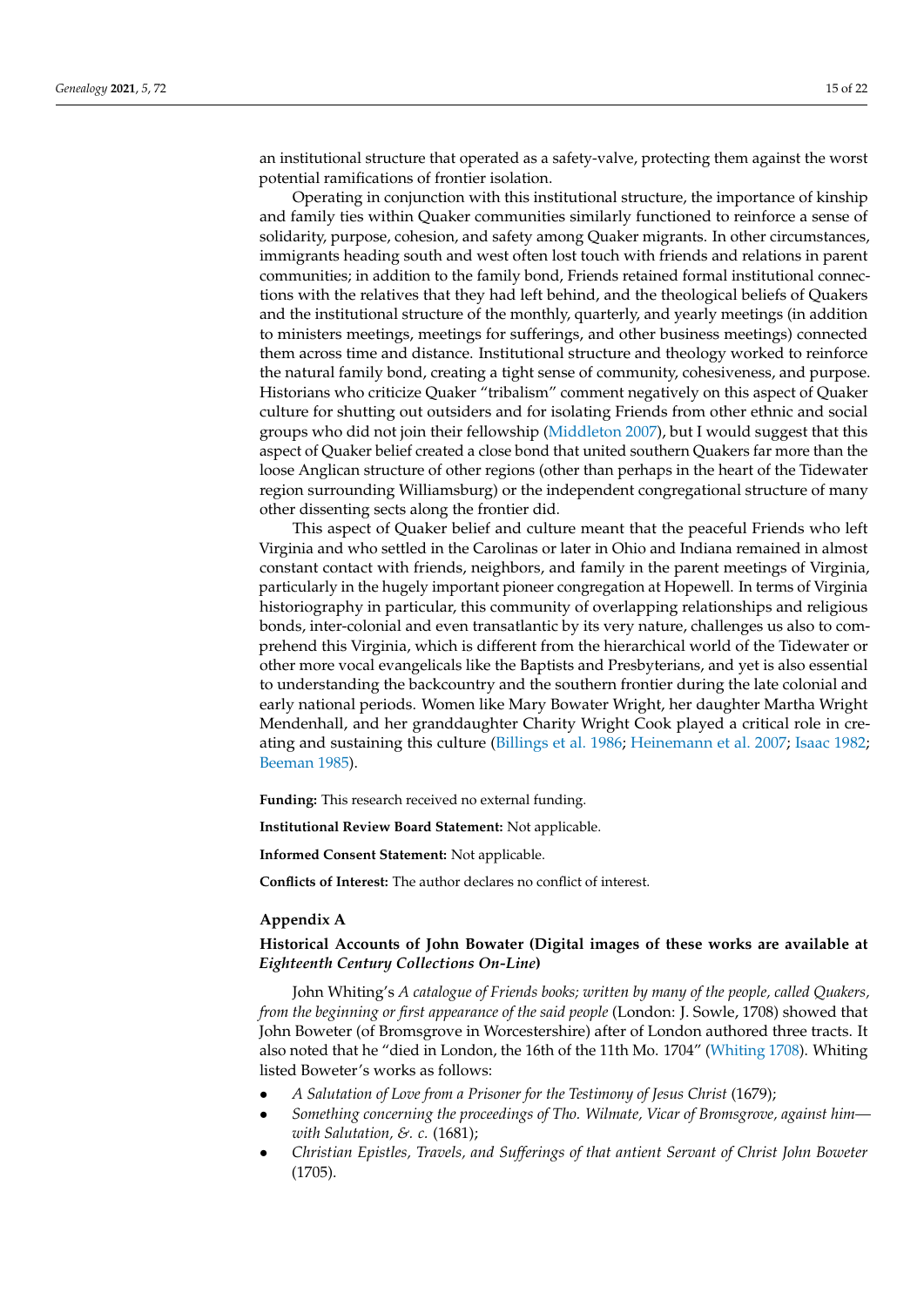an institutional structure that operated as a safety-valve, protecting them against the worst potential ramifications of frontier isolation.

Operating in conjunction with this institutional structure, the importance of kinship and family ties within Quaker communities similarly functioned to reinforce a sense of solidarity, purpose, cohesion, and safety among Quaker migrants. In other circumstances, immigrants heading south and west often lost touch with friends and relations in parent communities; in addition to the family bond, Friends retained formal institutional connections with the relatives that they had left behind, and the theological beliefs of Quakers and the institutional structure of the monthly, quarterly, and yearly meetings (in addition to ministers meetings, meetings for sufferings, and other business meetings) connected them across time and distance. Institutional structure and theology worked to reinforce the natural family bond, creating a tight sense of community, cohesiveness, and purpose. Historians who criticize Quaker "tribalism" comment negatively on this aspect of Quaker culture for shutting out outsiders and for isolating Friends from other ethnic and social groups who did not join their fellowship (Middleton 2007), but I would suggest that this aspect of Quaker belief created a close bond that united southern Quakers far more than the loose Anglican structure of other regions (other than perhaps in the heart of the Tidewater region surrounding Williamsburg) or the independent congregational structure of many other dissenting sects along the frontier did.

This aspect of Quaker belief and culture meant that the peaceful Friends who left Virginia and who settled in the Carolinas or later in Ohio and Indiana remained in almost constant contact with friends, neighbors, and family in the parent meetings of Virginia, particularly in the hugely important pioneer congregation at Hopewell. In terms of Virginia historiography in particular, this community of overlapping relationships and religious bonds, inter-colonial and even transatlantic by its very nature, challenges us also to comprehend this Virginia, which is different from the hierarchical world of the Tidewater or other more vocal evangelicals like the Baptists and Presbyterians, and yet is also essential to understanding the backcountry and the southern frontier during the late colonial and early national periods. Women like Mary Bowater Wright, her daughter Martha Wright Mendenhall, and her granddaughter Charity Wright Cook played a critical role in creating and sustaining this culture (Billings et al. 1986; Heinemann et al. 2007; Isaac 1982; Beeman 1985).

**Funding:** This research received no external funding.

**Institutional Review Board Statement:** Not applicable.

**Informed Consent Statement:** Not applicable.

**Conflicts of Interest:** The author declares no conflict of interest.

## Appendix A

### Historical Accounts of John Bowater (Digital images of these works are available at *Eighteenth Century Collections On-Line*)

John Whiting's *A catalogue of Friends books; written by many of the people, called Quakers, from the beginning or first appearance of the said people* (London: J. Sowle, 1708) showed that John Boweter (of Bromsgrove in Worcestershire) after of London authored three tracts. It also noted that he "died in London, the 16th of the 11th Mo. 1704" (Whiting 1708). Whiting listed Boweter's works as follows:

- *A Salutation of Love from a Prisoner for the Testimony of Jesus Christ* (1679);
- *Something concerning the proceedings of Tho. Wilmate, Vicar of Bromsgrove, against him—with Salutation, &. c.* (1681);
- *Christian Epistles, Travels, and Sufferings of that antient Servant of Christ John Boweter* (1705).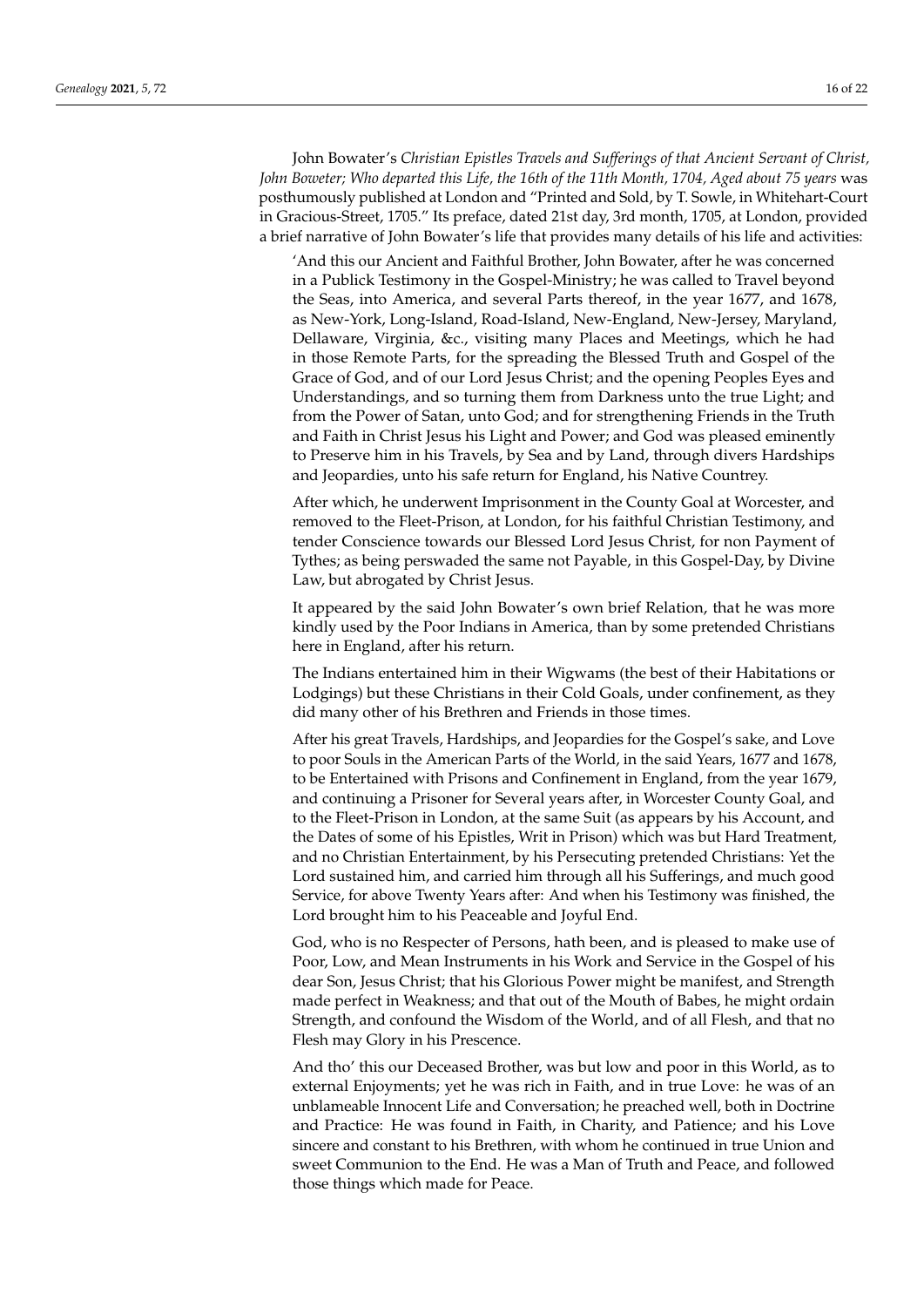John Bowater's *Christian Epistles Travels and Sufferings of that Ancient Servant of Christ, John Boweter; Who departed this Life, the 16th of the 11th Month, 1704, Aged about 75 years* was posthumously published at London and "Printed and Sold, by T. Sowle, in Whitehart-Court in Gracious-Street, 1705." Its preface, dated 21st day, 3rd month, 1705, at London, provided a brief narrative of John Bowater's life that provides many details of his life and activities:

> 'And this our Ancient and Faithful Brother, John Bowater, after he was concerned in a Publick Testimony in the Gospel-Ministry; he was called to Travel beyond the Seas, into America, and several Parts thereof, in the year 1677, and 1678, as New-York, Long-Island, Road-Island, New-England, New-Jersey, Maryland, Dellaware, Virginia, &c., visiting many Places and Meetings, which he had in those Remote Parts, for the spreading the Blessed Truth and Gospel of the Grace of God, and of our Lord Jesus Christ; and the opening Peoples Eyes and Understandings, and so turning them from Darkness unto the true Light; and from the Power of Satan, unto God; and for strengthening Friends in the Truth and Faith in Christ Jesus his Light and Power; and God was pleased eminently to Preserve him in his Travels, by Sea and by Land, through divers Hardships and Jeopardies, unto his safe return for England, his Native Countrey.
>
> After which, he underwent Imprisonment in the County Goal at Worcester, and removed to the Fleet-Prison, at London, for his faithful Christian Testimony, and tender Conscience towards our Blessed Lord Jesus Christ, for non Payment of Tythes; as being perswaded the same not Payable, in this Gospel-Day, by Divine Law, but abrogated by Christ Jesus.
>
> It appeared by the said John Bowater's own brief Relation, that he was more kindly used by the Poor Indians in America, than by some pretended Christians here in England, after his return.
>
> The Indians entertained him in their Wigwams (the best of their Habitations or Lodgings) but these Christians in their Cold Goals, under confinement, as they did many other of his Brethren and Friends in those times.
>
> After his great Travels, Hardships, and Jeopardies for the Gospel's sake, and Love to poor Souls in the American Parts of the World, in the said Years, 1677 and 1678, to be Entertained with Prisons and Confinement in England, from the year 1679, and continuing a Prisoner for Several years after, in Worcester County Goal, and to the Fleet-Prison in London, at the same Suit (as appears by his Account, and the Dates of some of his Epistles, Writ in Prison) which was but Hard Treatment, and no Christian Entertainment, by his Persecuting pretended Christians: Yet the Lord sustained him, and carried him through all his Sufferings, and much good Service, for above Twenty Years after: And when his Testimony was finished, the Lord brought him to his Peaceable and Joyful End.
>
> God, who is no Respecter of Persons, hath been, and is pleased to make use of Poor, Low, and Mean Instruments in his Work and Service in the Gospel of his dear Son, Jesus Christ; that his Glorious Power might be manifest, and Strength made perfect in Weakness; and that out of the Mouth of Babes, he might ordain Strength, and confound the Wisdom of the World, and of all Flesh, and that no Flesh may Glory in his Prescence.
>
> And tho' this our Deceased Brother, was but low and poor in this World, as to external Enjoyments; yet he was rich in Faith, and in true Love: he was of an unblameable Innocent Life and Conversation; he preached well, both in Doctrine and Practice: He was found in Faith, in Charity, and Patience; and his Love sincere and constant to his Brethren, with whom he continued in true Union and sweet Communion to the End. He was a Man of Truth and Peace, and followed those things which made for Peace.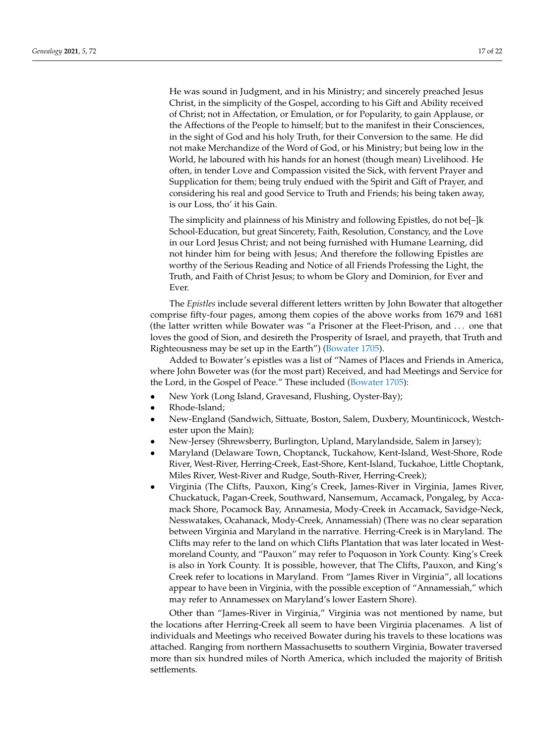> He was sound in Judgment, and in his Ministry; and sincerely preached Jesus Christ, in the simplicity of the Gospel, according to his Gift and Ability received of Christ; not in Affectation, or Emulation, or for Popularity, to gain Applause, or the Affections of the People to himself; but to the manifest in their Consciences, in the sight of God and his holy Truth, for their Conversion to the same. He did not make Merchandize of the Word of God, or his Ministry; but being low in the World, he laboured with his hands for an honest (though mean) Livelihood. He often, in tender Love and Compassion visited the Sick, with fervent Prayer and Supplication for them; being truly endued with the Spirit and Gift of Prayer, and considering his real and good Service to Truth and Friends; his being taken away, is our Loss, tho' it his Gain.
>
> The simplicity and plainness of his Ministry and following Epistles, do not be[–]k School-Education, but great Sincerety, Faith, Resolution, Constancy, and the Love in our Lord Jesus Christ; and not being furnished with Humane Learning, did not hinder him for being with Jesus; And therefore the following Epistles are worthy of the Serious Reading and Notice of all Friends Professing the Light, the Truth, and Faith of Christ Jesus; to whom be Glory and Dominion, for Ever and Ever.

The *Epistles* include several different letters written by John Bowater that altogether comprise fifty-four pages, among them copies of the above works from 1679 and 1681 (the latter written while Bowater was "a Prisoner at the Fleet-Prison, and ... one that loves the good of Sion, and desireth the Prosperity of Israel, and prayeth, that Truth and Righteousness may be set up in the Earth") (Bowater 1705).

Added to Bowater's epistles was a list of "Names of Places and Friends in America, where John Boweter was (for the most part) Received, and had Meetings and Service for the Lord, in the Gospel of Peace." These included (Bowater 1705):

- New York (Long Island, Gravesand, Flushing, Oyster-Bay);
- Rhode-Island;
- New-England (Sandwich, Sittuate, Boston, Salem, Duxbery, Mountinicock, Westchester upon the Main);
- New-Jersey (Shrewsberry, Burlington, Upland, Marylandside, Salem in Jarsey);
- Maryland (Delaware Town, Choptanck, Tuckahow, Kent-Island, West-Shore, Rode River, West-River, Herring-Creek, East-Shore, Kent-Island, Tuckahoe, Little Choptank, Miles River, West-River and Rudge, South-River, Herring-Creek);
- Virginia (The Clifts, Pauxon, King's Creek, James-River in Virginia, James River, Chuckatuck, Pagan-Creek, Southward, Nansemum, Accamack, Pongaleg, by Accamack Shore, Pocamock Bay, Annamesia, Mody-Creek in Accamack, Savidge-Neck, Nesswatakes, Ocahanack, Mody-Creek, Annamessiah) (There was no clear separation between Virginia and Maryland in the narrative. Herring-Creek is in Maryland. The Clifts may refer to the land on which Clifts Plantation that was later located in Westmoreland County, and "Pauxon" may refer to Poquoson in York County. King's Creek is also in York County. It is possible, however, that The Clifts, Pauxon, and King's Creek refer to locations in Maryland. From "James River in Virginia", all locations appear to have been in Virginia, with the possible exception of "Annamessiah," which may refer to Annamessex on Maryland's lower Eastern Shore).

Other than "James-River in Virginia," Virginia was not mentioned by name, but the locations after Herring-Creek all seem to have been Virginia placenames. A list of individuals and Meetings who received Bowater during his travels to these locations was attached. Ranging from northern Massachusetts to southern Virginia, Bowater traversed more than six hundred miles of North America, which included the majority of British settlements.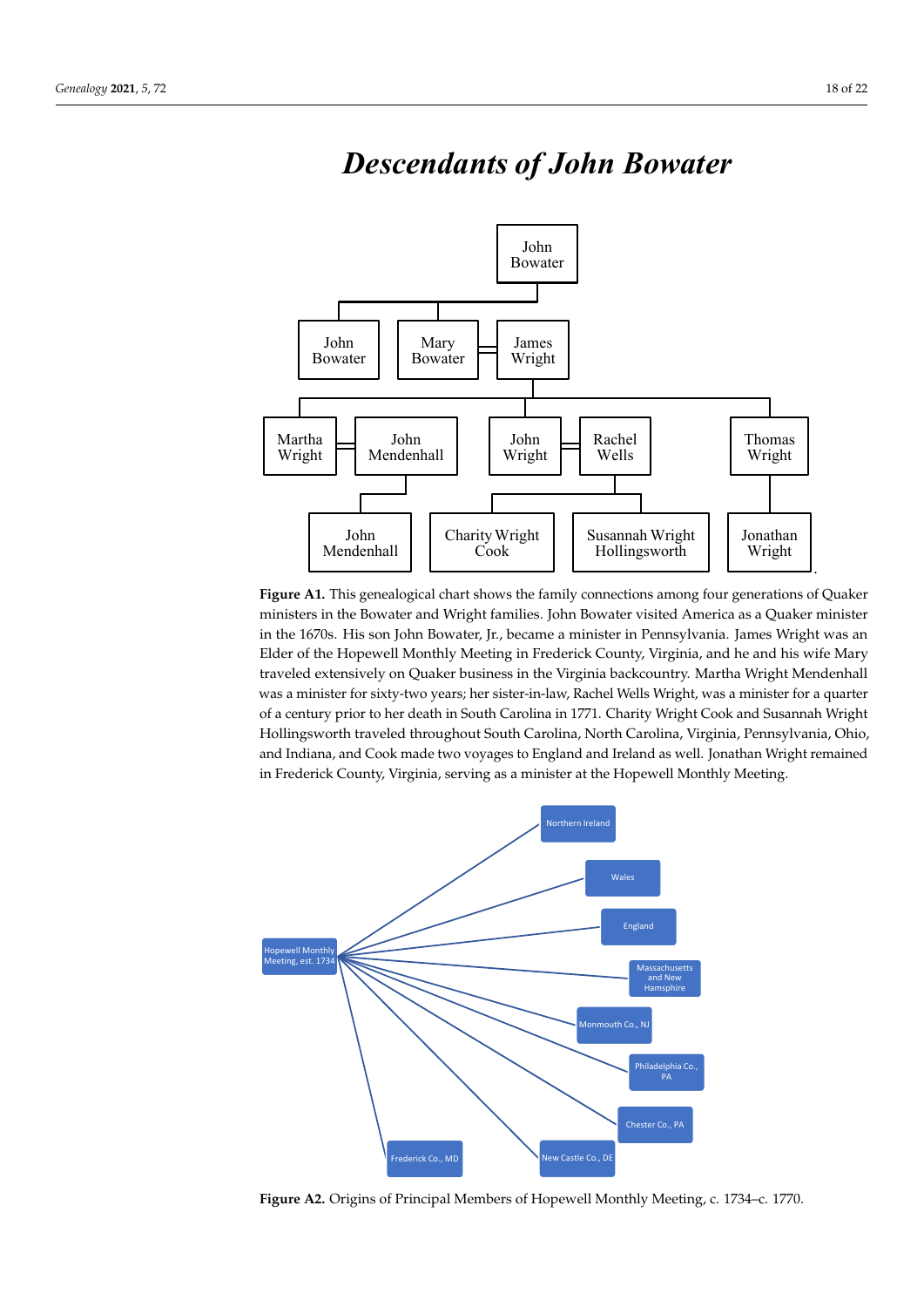# *Descendants of John Bowater*

**Figure A1.** This genealogical chart shows the family connections among four generations of Quaker ministers in the Bowater and Wright families. John Bowater visited America as a Quaker minister in the 1670s. His son John Bowater, Jr., became a minister in Pennsylvania. James Wright was an Elder of the Hopewell Monthly Meeting in Frederick County, Virginia, and he and his wife Mary traveled extensively on Quaker business in the Virginia backcountry. Martha Wright Mendenhall was a minister for sixty-two years; her sister-in-law, Rachel Wells Wright, was a minister for a quarter of a century prior to her death in South Carolina in 1771. Charity Wright Cook and Susannah Wright Hollingsworth traveled throughout South Carolina, North Carolina, Virginia, Pennsylvania, Ohio, and Indiana, and Cook made two voyages to England and Ireland as well. Jonathan Wright remained in Frederick County, Virginia, serving as a minister at the Hopewell Monthly Meeting.

**Figure A2.** Origins of Principal Members of Hopewell Monthly Meeting, c. 1734–c. 1770.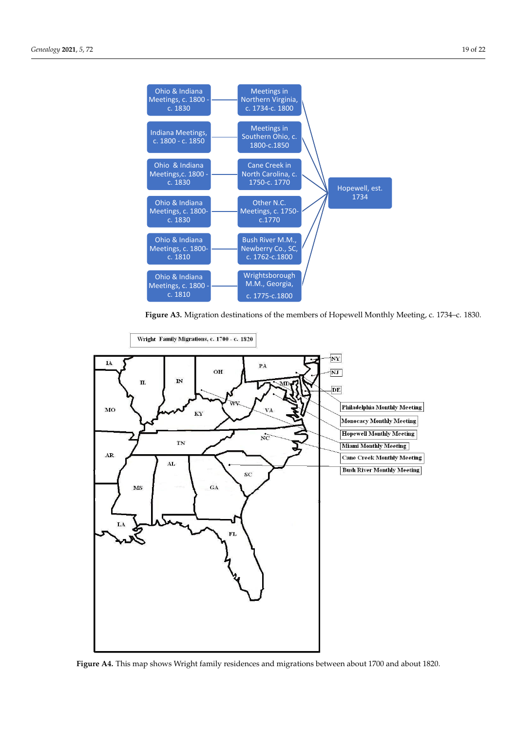**Figure A3.** Migration destinations of the members of Hopewell Monthly Meeting, c. 1734–c. 1830.

**Figure A4.** This map shows Wright family residences and migrations between about 1700 and about 1820.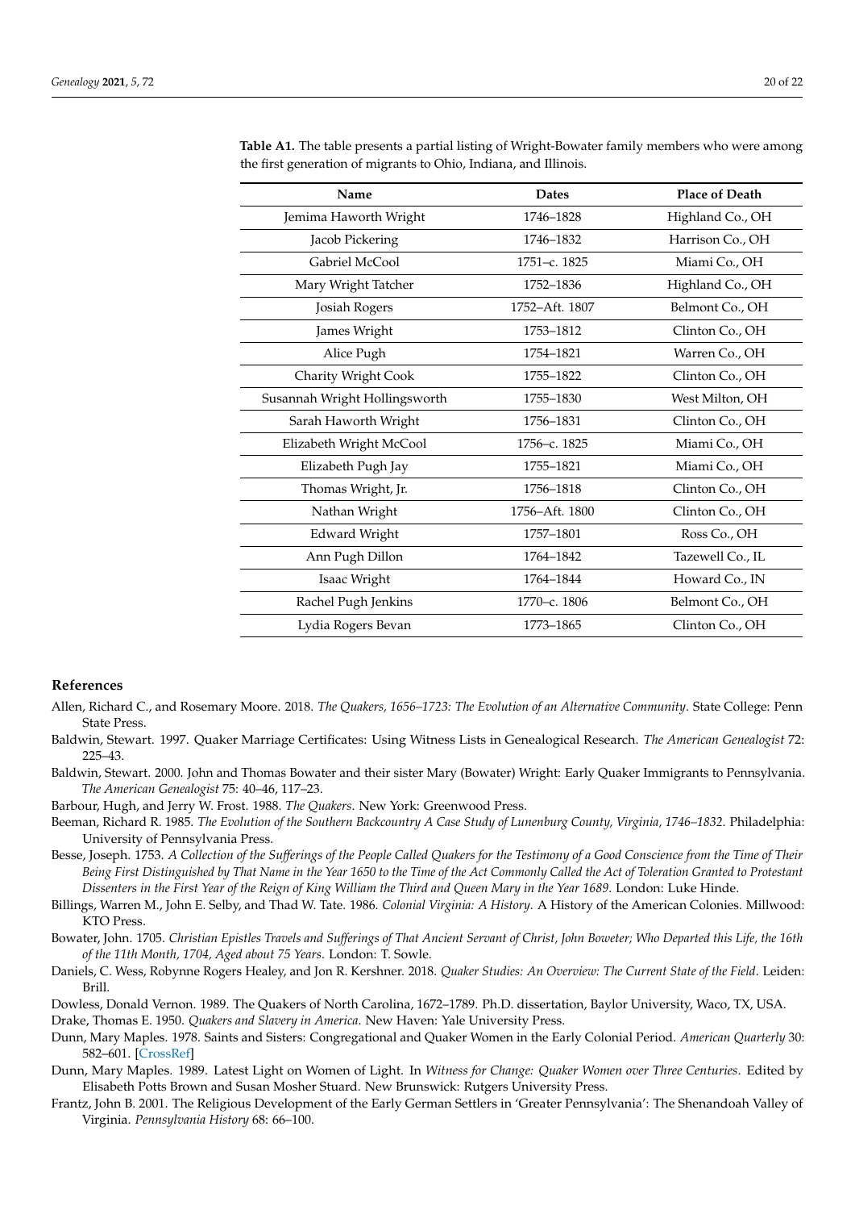**Table A1.** The table presents a partial listing of Wright-Bowater family members who were among the first generation of migrants to Ohio, Indiana, and Illinois.

| Name | Dates | Place of Death |
|---|---|---|
| Jemima Haworth Wright | 1746–1828 | Highland Co., OH |
| Jacob Pickering | 1746–1832 | Harrison Co., OH |
| Gabriel McCool | 1751–c. 1825 | Miami Co., OH |
| Mary Wright Tatcher | 1752–1836 | Highland Co., OH |
| Josiah Rogers | 1752–Aft. 1807 | Belmont Co., OH |
| James Wright | 1753–1812 | Clinton Co., OH |
| Alice Pugh | 1754–1821 | Warren Co., OH |
| Charity Wright Cook | 1755–1822 | Clinton Co., OH |
| Susannah Wright Hollingsworth | 1755–1830 | West Milton, OH |
| Sarah Haworth Wright | 1756–1831 | Clinton Co., OH |
| Elizabeth Wright McCool | 1756–c. 1825 | Miami Co., OH |
| Elizabeth Pugh Jay | 1755–1821 | Miami Co., OH |
| Thomas Wright, Jr. | 1756–1818 | Clinton Co., OH |
| Nathan Wright | 1756–Aft. 1800 | Clinton Co., OH |
| Edward Wright | 1757–1801 | Ross Co., OH |
| Ann Pugh Dillon | 1764–1842 | Tazewell Co., IL |
| Isaac Wright | 1764–1844 | Howard Co., IN |
| Rachel Pugh Jenkins | 1770–c. 1806 | Belmont Co., OH |
| Lydia Rogers Bevan | 1773–1865 | Clinton Co., OH |

## References

Allen, Richard C., and Rosemary Moore. 2018. *The Quakers, 1656–1723: The Evolution of an Alternative Community*. State College: Penn State Press.

Baldwin, Stewart. 1997. Quaker Marriage Certificates: Using Witness Lists in Genealogical Research. *The American Genealogist* 72: 225–43.

Baldwin, Stewart. 2000. John and Thomas Bowater and their sister Mary (Bowater) Wright: Early Quaker Immigrants to Pennsylvania. *The American Genealogist* 75: 40–46, 117–23.

Barbour, Hugh, and Jerry W. Frost. 1988. *The Quakers*. New York: Greenwood Press.

Beeman, Richard R. 1985. *The Evolution of the Southern Backcountry A Case Study of Lunenburg County, Virginia, 1746–1832*. Philadelphia: University of Pennsylvania Press.

Besse, Joseph. 1753. *A Collection of the Sufferings of the People Called Quakers for the Testimony of a Good Conscience from the Time of Their Being First Distinguished by That Name in the Year 1650 to the Time of the Act Commonly Called the Act of Toleration Granted to Protestant Dissenters in the First Year of the Reign of King William the Third and Queen Mary in the Year 1689*. London: Luke Hinde.

Billings, Warren M., John E. Selby, and Thad W. Tate. 1986. *Colonial Virginia: A History*. A History of the American Colonies. Millwood: KTO Press.

Bowater, John. 1705. *Christian Epistles Travels and Sufferings of That Ancient Servant of Christ, John Boweter; Who Departed this Life, the 16th of the 11th Month, 1704, Aged about 75 Years*. London: T. Sowle.

Daniels, C. Wess, Robynne Rogers Healey, and Jon R. Kershner. 2018. *Quaker Studies: An Overview: The Current State of the Field*. Leiden: Brill.

Dowless, Donald Vernon. 1989. The Quakers of North Carolina, 1672–1789. Ph.D. dissertation, Baylor University, Waco, TX, USA.

Drake, Thomas E. 1950. *Quakers and Slavery in America*. New Haven: Yale University Press.

Dunn, Mary Maples. 1978. Saints and Sisters: Congregational and Quaker Women in the Early Colonial Period. *American Quarterly* 30: 582–601. [CrossRef]

Dunn, Mary Maples. 1989. Latest Light on Women of Light. In *Witness for Change: Quaker Women over Three Centuries*. Edited by Elisabeth Potts Brown and Susan Mosher Stuard. New Brunswick: Rutgers University Press.

Frantz, John B. 2001. The Religious Development of the Early German Settlers in 'Greater Pennsylvania': The Shenandoah Valley of Virginia. *Pennsylvania History* 68: 66–100.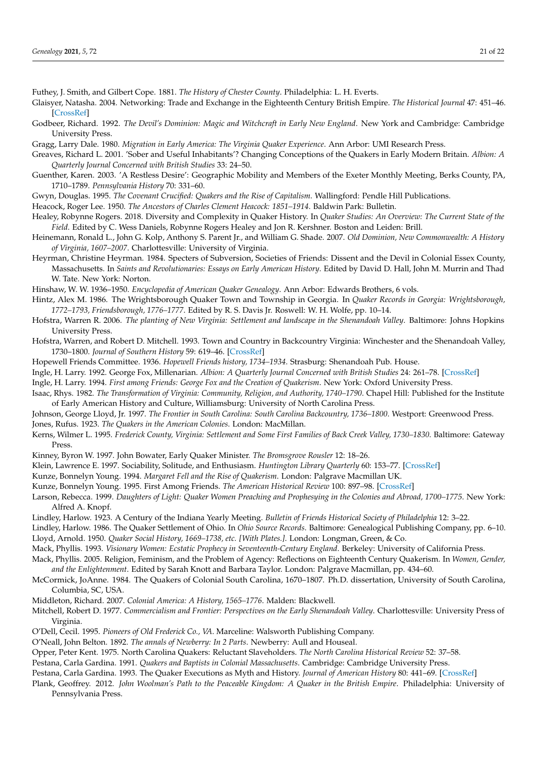Futhey, J. Smith, and Gilbert Cope. 1881. *The History of Chester County*. Philadelphia: L. H. Everts.

Glaisyer, Natasha. 2004. Networking: Trade and Exchange in the Eighteenth Century British Empire. *The Historical Journal* 47: 451–46. [CrossRef]

Godbeer, Richard. 1992. *The Devil's Dominion: Magic and Witchcraft in Early New England*. New York and Cambridge: Cambridge University Press.

Gragg, Larry Dale. 1980. *Migration in Early America: The Virginia Quaker Experience*. Ann Arbor: UMI Research Press.

Greaves, Richard L. 2001. 'Sober and Useful Inhabitants'? Changing Conceptions of the Quakers in Early Modern Britain. *Albion: A Quarterly Journal Concerned with British Studies* 33: 24–50.

Guenther, Karen. 2003. 'A Restless Desire': Geographic Mobility and Members of the Exeter Monthly Meeting, Berks County, PA, 1710–1789. *Pennsylvania History* 70: 331–60.

Gwyn, Douglas. 1995. *The Covenant Crucified: Quakers and the Rise of Capitalism*. Wallingford: Pendle Hill Publications.

Heacock, Roger Lee. 1950. *The Ancestors of Charles Clement Heacock: 1851–1914*. Baldwin Park: Bulletin.

Healey, Robynne Rogers. 2018. Diversity and Complexity in Quaker History. In *Quaker Studies: An Overview: The Current State of the Field*. Edited by C. Wess Daniels, Robynne Rogers Healey and Jon R. Kershner. Boston and Leiden: Brill.

Heinemann, Ronald L., John G. Kolp, Anthony S. Parent Jr., and William G. Shade. 2007. *Old Dominion, New Commonwealth: A History of Virginia, 1607–2007*. Charlottesville: University of Virginia.

Heyrman, Christine Heyrman. 1984. Specters of Subversion, Societies of Friends: Dissent and the Devil in Colonial Essex County, Massachusetts. In *Saints and Revolutionaries: Essays on Early American History*. Edited by David D. Hall, John M. Murrin and Thad W. Tate. New York: Norton.

Hinshaw, W. W. 1936–1950. *Encyclopedia of American Quaker Genealogy*. Ann Arbor: Edwards Brothers, 6 vols.

Hintz, Alex M. 1986. The Wrightsborough Quaker Town and Township in Georgia. In *Quaker Records in Georgia: Wrightsborough, 1772–1793, Friendsborough, 1776–1777*. Edited by R. S. Davis Jr. Roswell: W. H. Wolfe, pp. 10–14.

Hofstra, Warren R. 2006. *The planting of New Virginia: Settlement and landscape in the Shenandoah Valley*. Baltimore: Johns Hopkins University Press.

Hofstra, Warren, and Robert D. Mitchell. 1993. Town and Country in Backcountry Virginia: Winchester and the Shenandoah Valley, 1730–1800. *Journal of Southern History* 59: 619–46. [CrossRef]

Hopewell Friends Committee. 1936. *Hopewell Friends history, 1734–1934*. Strasburg: Shenandoah Pub. House.

Ingle, H. Larry. 1992. George Fox, Millenarian. *Albion: A Quarterly Journal Concerned with British Studies* 24: 261–78. [CrossRef]

Ingle, H. Larry. 1994. *First among Friends: George Fox and the Creation of Quakerism*. New York: Oxford University Press.

Isaac, Rhys. 1982. *The Transformation of Virginia: Community, Religion, and Authority, 1740–1790*. Chapel Hill: Published for the Institute of Early American History and Culture, Williamsburg: University of North Carolina Press.

Johnson, George Lloyd, Jr. 1997. *The Frontier in South Carolina: South Carolina Backcountry, 1736–1800*. Westport: Greenwood Press.

Jones, Rufus. 1923. *The Quakers in the American Colonies*. London: MacMillan.

Kerns, Wilmer L. 1995. *Frederick County, Virginia: Settlement and Some First Families of Back Creek Valley, 1730–1830*. Baltimore: Gateway Press.

Kinney, Byron W. 1997. John Bowater, Early Quaker Minister. *The Bromsgrove Rousler* 12: 18–26.

Klein, Lawrence E. 1997. Sociability, Solitude, and Enthusiasm. *Huntington Library Quarterly* 60: 153–77. [CrossRef]

Kunze, Bonnelyn Young. 1994. *Margaret Fell and the Rise of Quakerism*. London: Palgrave Macmillan UK.

Kunze, Bonnelyn Young. 1995. First Among Friends. *The American Historical Review* 100: 897–98. [CrossRef]

Larson, Rebecca. 1999. *Daughters of Light: Quaker Women Preaching and Prophesying in the Colonies and Abroad, 1700–1775*. New York: Alfred A. Knopf.

Lindley, Harlow. 1923. A Century of the Indiana Yearly Meeting. *Bulletin of Friends Historical Society of Philadelphia* 12: 3–22.

Lindley, Harlow. 1986. The Quaker Settlement of Ohio. In *Ohio Source Records*. Baltimore: Genealogical Publishing Company, pp. 6–10.

Lloyd, Arnold. 1950. *Quaker Social History, 1669–1738, etc. [With Plates.]*. London: Longman, Green, & Co.

Mack, Phyllis. 1993. *Visionary Women: Ecstatic Prophecy in Seventeenth-Century England*. Berkeley: University of California Press.

Mack, Phyllis. 2005. Religion, Feminism, and the Problem of Agency: Reflections on Eighteenth Century Quakerism. In *Women, Gender, and the Enlightenment*. Edited by Sarah Knott and Barbara Taylor. London: Palgrave Macmillan, pp. 434–60.

McCormick, JoAnne. 1984. The Quakers of Colonial South Carolina, 1670–1807. Ph.D. dissertation, University of South Carolina, Columbia, SC, USA.

Middleton, Richard. 2007. *Colonial America: A History, 1565–1776*. Malden: Blackwell.

Mitchell, Robert D. 1977. *Commercialism and Frontier: Perspectives on the Early Shenandoah Valley*. Charlottesville: University Press of Virginia.

O'Dell, Cecil. 1995. *Pioneers of Old Frederick Co., VA*. Marceline: Walsworth Publishing Company.

O'Neall, John Belton. 1892. *The annals of Newberry: In 2 Parts*. Newberry: Aull and Houseal.

Opper, Peter Kent. 1975. North Carolina Quakers: Reluctant Slaveholders. *The North Carolina Historical Review* 52: 37–58.

Pestana, Carla Gardina. 1991. *Quakers and Baptists in Colonial Massachusetts*. Cambridge: Cambridge University Press.

Pestana, Carla Gardina. 1993. The Quaker Executions as Myth and History. *Journal of American History* 80: 441–69. [CrossRef]

Plank, Geoffrey. 2012. *John Woolman's Path to the Peaceable Kingdom: A Quaker in the British Empire*. Philadelphia: University of Pennsylvania Press.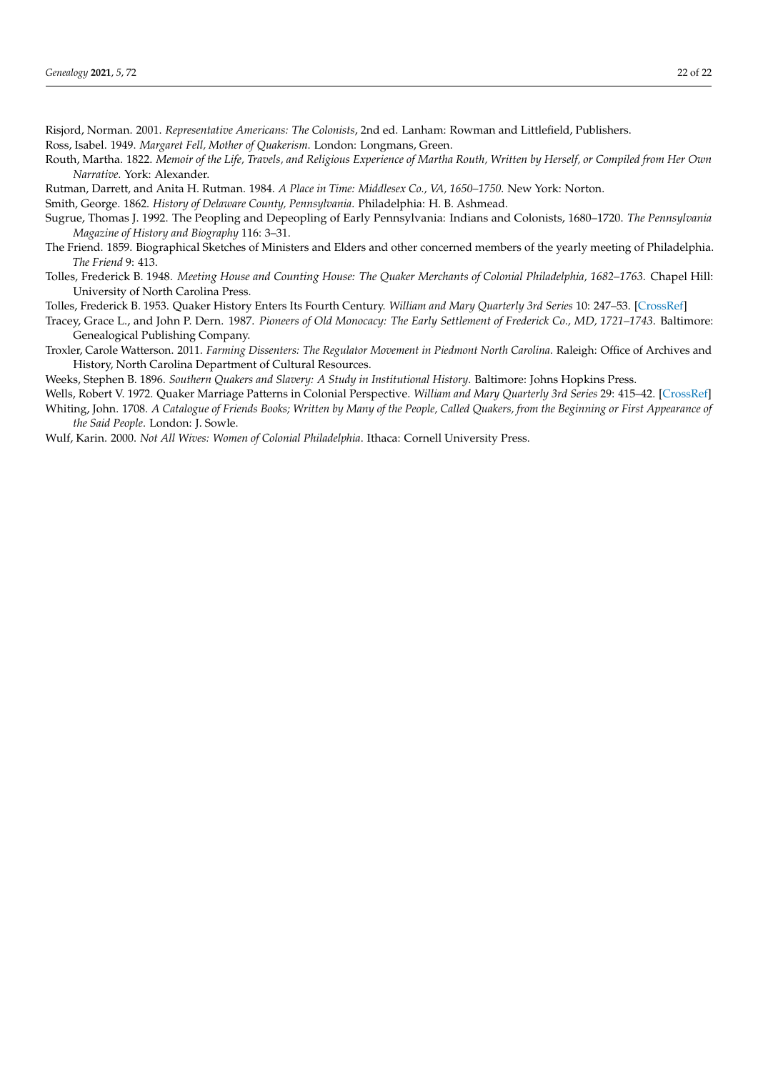Risjord, Norman. 2001. *Representative Americans: The Colonists*, 2nd ed. Lanham: Rowman and Littlefield, Publishers.

Ross, Isabel. 1949. *Margaret Fell, Mother of Quakerism*. London: Longmans, Green.

Routh, Martha. 1822. *Memoir of the Life, Travels, and Religious Experience of Martha Routh, Written by Herself, or Compiled from Her Own Narrative*. York: Alexander.

Rutman, Darrett, and Anita H. Rutman. 1984. *A Place in Time: Middlesex Co., VA, 1650–1750*. New York: Norton.

Smith, George. 1862. *History of Delaware County, Pennsylvania*. Philadelphia: H. B. Ashmead.

Sugrue, Thomas J. 1992. The Peopling and Depeopling of Early Pennsylvania: Indians and Colonists, 1680–1720. *The Pennsylvania Magazine of History and Biography* 116: 3–31.

The Friend. 1859. Biographical Sketches of Ministers and Elders and other concerned members of the yearly meeting of Philadelphia. *The Friend* 9: 413.

Tolles, Frederick B. 1948. *Meeting House and Counting House: The Quaker Merchants of Colonial Philadelphia, 1682–1763*. Chapel Hill: University of North Carolina Press.

Tolles, Frederick B. 1953. Quaker History Enters Its Fourth Century. *William and Mary Quarterly 3rd Series* 10: 247–53. [CrossRef]

Tracey, Grace L., and John P. Dern. 1987. *Pioneers of Old Monocacy: The Early Settlement of Frederick Co., MD, 1721–1743*. Baltimore: Genealogical Publishing Company.

Troxler, Carole Watterson. 2011. *Farming Dissenters: The Regulator Movement in Piedmont North Carolina*. Raleigh: Office of Archives and History, North Carolina Department of Cultural Resources.

Weeks, Stephen B. 1896. *Southern Quakers and Slavery: A Study in Institutional History*. Baltimore: Johns Hopkins Press.

Wells, Robert V. 1972. Quaker Marriage Patterns in Colonial Perspective. *William and Mary Quarterly 3rd Series* 29: 415–42. [CrossRef]

Whiting, John. 1708. *A Catalogue of Friends Books; Written by Many of the People, Called Quakers, from the Beginning or First Appearance of the Said People*. London: J. Sowle.

Wulf, Karin. 2000. *Not All Wives: Women of Colonial Philadelphia*. Ithaca: Cornell University Press.